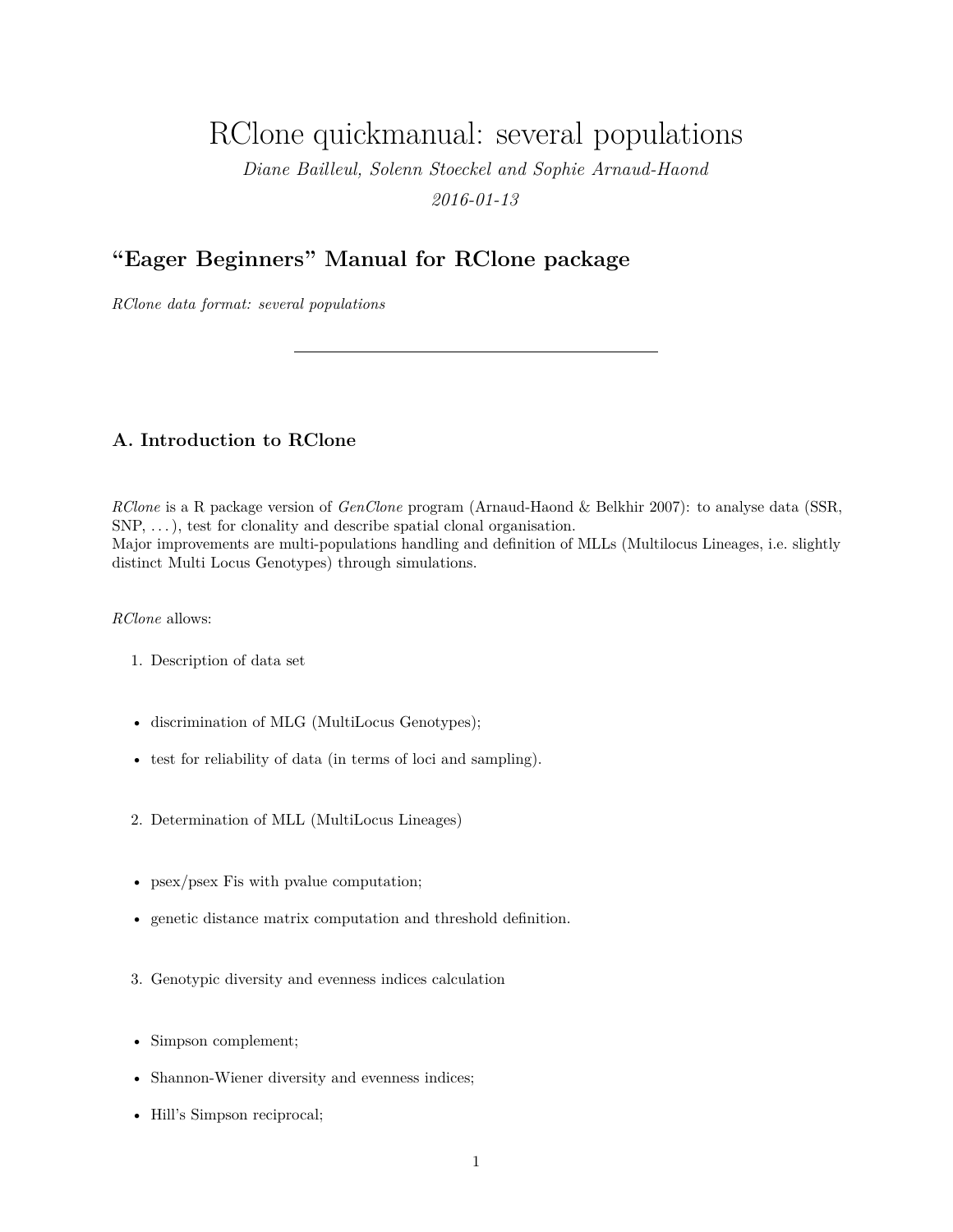# RClone quickmanual: several populations

*Diane Bailleul, Solenn Stoeckel and Sophie Arnaud-Haond*

*2016-01-13*

## "Eager Beginners" Manual for RClone package

*RClone data format: several populations*

---

## A. Introduction to RClone

*RClone* is a R package version of *GenClone* program (Arnaud-Haond & Belkhir 2007): to analyse data (SSR, SNP, . . . ), test for clonality and describe spatial clonal organisation.
Major improvements are multi-populations handling and definition of MLLs (Multilocus Lineages, i.e. slightly distinct Multi Locus Genotypes) through simulations.

*RClone* allows:

1. Description of data set

- discrimination of MLG (MultiLocus Genotypes);
- test for reliability of data (in terms of loci and sampling).

2. Determination of MLL (MultiLocus Lineages)

- psex/psex Fis with pvalue computation;
- genetic distance matrix computation and threshold definition.

3. Genotypic diversity and evenness indices calculation

- Simpson complement;
- Shannon-Wiener diversity and evenness indices;
- Hill's Simpson reciprocal;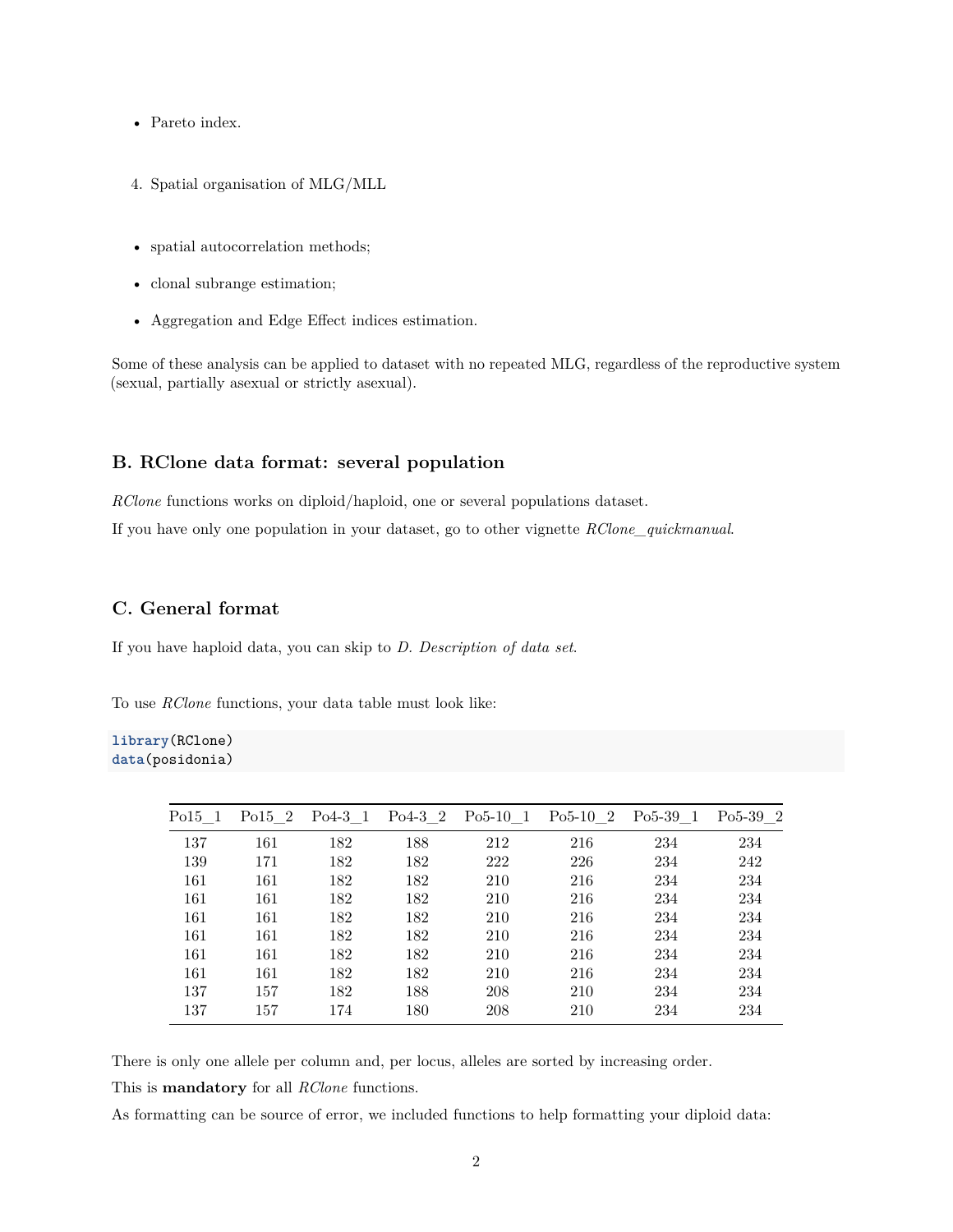- Pareto index.

4. Spatial organisation of MLG/MLL

- spatial autocorrelation methods;
- clonal subrange estimation;
- Aggregation and Edge Effect indices estimation.

Some of these analysis can be applied to dataset with no repeated MLG, regardless of the reproductive system (sexual, partially asexual or strictly asexual).

### B. RClone data format: several population

*RClone* functions works on diploid/haploid, one or several populations dataset.

If you have only one population in your dataset, go to other vignette *RClone_quickmanual*.

### C. General format

If you have haploid data, you can skip to *D. Description of data set*.

To use *RClone* functions, your data table must look like:

```
library(RClone)
data(posidonia)
```

| Po15_1 | Po15_2 | Po4-3_1 | Po4-3_2 | Po5-10_1 | Po5-10_2 | Po5-39_1 | Po5-39_2 |
|---|---|---|---|---|---|---|---|
| 137 | 161 | 182 | 188 | 212 | 216 | 234 | 234 |
| 139 | 171 | 182 | 182 | 222 | 226 | 234 | 242 |
| 161 | 161 | 182 | 182 | 210 | 216 | 234 | 234 |
| 161 | 161 | 182 | 182 | 210 | 216 | 234 | 234 |
| 161 | 161 | 182 | 182 | 210 | 216 | 234 | 234 |
| 161 | 161 | 182 | 182 | 210 | 216 | 234 | 234 |
| 161 | 161 | 182 | 182 | 210 | 216 | 234 | 234 |
| 161 | 161 | 182 | 182 | 210 | 216 | 234 | 234 |
| 137 | 157 | 182 | 188 | 208 | 210 | 234 | 234 |
| 137 | 157 | 174 | 180 | 208 | 210 | 234 | 234 |

There is only one allele per column and, per locus, alleles are sorted by increasing order.

This is **mandatory** for all *RClone* functions.

As formatting can be source of error, we included functions to help formatting your diploid data: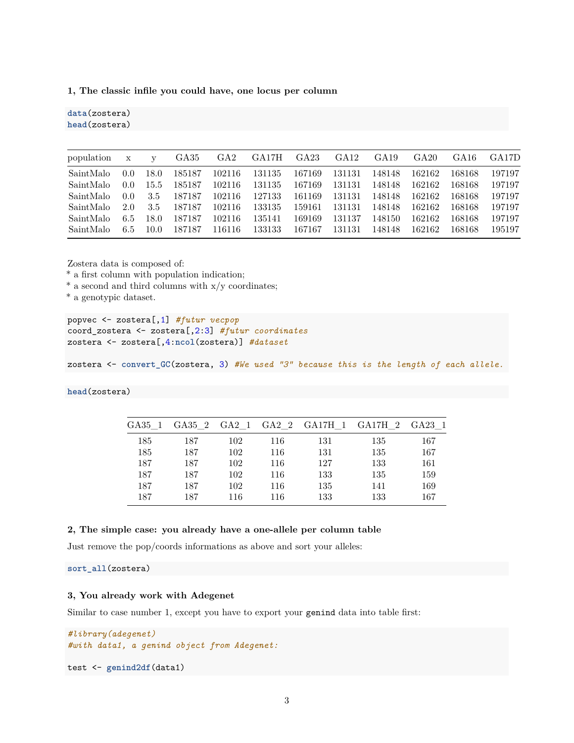**1, The classic infile you could have, one locus per column**

```
data(zostera)
head(zostera)
```

| population | x | y | GA35 | GA2 | GA17H | GA23 | GA12 | GA19 | GA20 | GA16 | GA17D |
|---|---|---|---|---|---|---|---|---|---|---|---|
| SaintMalo | 0.0 | 18.0 | 185187 | 102116 | 131135 | 167169 | 131131 | 148148 | 162162 | 168168 | 197197 |
| SaintMalo | 0.0 | 15.5 | 185187 | 102116 | 131135 | 167169 | 131131 | 148148 | 162162 | 168168 | 197197 |
| SaintMalo | 0.0 | 3.5 | 187187 | 102116 | 127133 | 161169 | 131131 | 148148 | 162162 | 168168 | 197197 |
| SaintMalo | 2.0 | 3.5 | 187187 | 102116 | 133135 | 159161 | 131131 | 148148 | 162162 | 168168 | 197197 |
| SaintMalo | 6.5 | 18.0 | 187187 | 102116 | 135141 | 169169 | 131137 | 148150 | 162162 | 168168 | 197197 |
| SaintMalo | 6.5 | 10.0 | 187187 | 116116 | 133133 | 167167 | 131131 | 148148 | 162162 | 168168 | 195197 |

Zostera data is composed of:
* a first column with population indication;
* a second and third columns with x/y coordinates;
* a genotypic dataset.

```
popvec <- zostera[,1] #futur vecpop
coord_zostera <- zostera[,2:3] #futur coordinates
zostera <- zostera[,4:ncol(zostera)] #dataset

zostera <- convert_GC(zostera, 3) #We used "3" because this is the length of each allele.
```

```
head(zostera)
```

| GA35_1 | GA35_2 | GA2_1 | GA2_2 | GA17H_1 | GA17H_2 | GA23_1 |
|---|---|---|---|---|---|---|
| 185 | 187 | 102 | 116 | 131 | 135 | 167 |
| 185 | 187 | 102 | 116 | 131 | 135 | 167 |
| 187 | 187 | 102 | 116 | 127 | 133 | 161 |
| 187 | 187 | 102 | 116 | 133 | 135 | 159 |
| 187 | 187 | 102 | 116 | 135 | 141 | 169 |
| 187 | 187 | 116 | 116 | 133 | 133 | 167 |

**2, The simple case: you already have a one-allele per column table**

Just remove the pop/coords informations as above and sort your alleles:

```
sort_all(zostera)
```

**3, You already work with Adegenet**

Similar to case number 1, except you have to export your `genind` data into table first:

```
#library(adegenet)
#with data1, a genind object from Adegenet:

test <- genind2df(data1)
```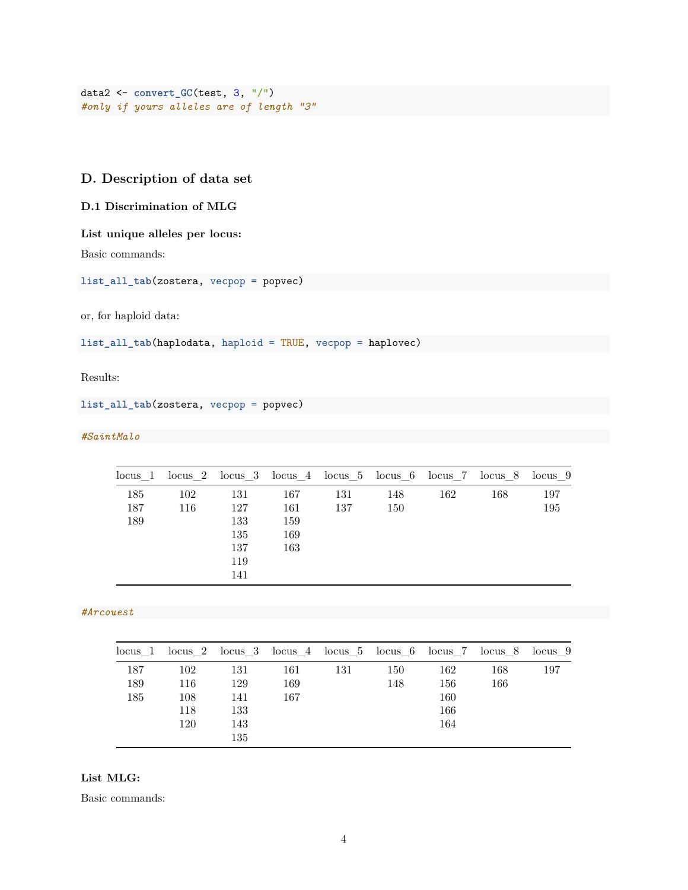```r
data2 <- convert_GC(test, 3, "/")
#only if yours alleles are of length "3"
```

## D. Description of data set

### D.1 Discrimination of MLG

**List unique alleles per locus:**

Basic commands:

```r
list_all_tab(zostera, vecpop = popvec)
```

or, for haploid data:

```r
list_all_tab(haplodata, haploid = TRUE, vecpop = haplovec)
```

Results:

```r
list_all_tab(zostera, vecpop = popvec)
```

```r
#SaintMalo
```

| locus_1 | locus_2 | locus_3 | locus_4 | locus_5 | locus_6 | locus_7 | locus_8 | locus_9 |
|---|---|---|---|---|---|---|---|---|
| 185 | 102 | 131 | 167 | 131 | 148 | 162 | 168 | 197 |
| 187 | 116 | 127 | 161 | 137 | 150 | | | 195 |
| 189 | | 133 | 159 | | | | | |
| | | 135 | 169 | | | | | |
| | | 137 | 163 | | | | | |
| | | 119 | | | | | | |
| | | 141 | | | | | | |

```r
#Arcouest
```

| locus_1 | locus_2 | locus_3 | locus_4 | locus_5 | locus_6 | locus_7 | locus_8 | locus_9 |
|---|---|---|---|---|---|---|---|---|
| 187 | 102 | 131 | 161 | 131 | 150 | 162 | 168 | 197 |
| 189 | 116 | 129 | 169 | | 148 | 156 | 166 | |
| 185 | 108 | 141 | 167 | | | 160 | | |
| | 118 | 133 | | | | 166 | | |
| | 120 | 143 | | | | 164 | | |
| | | 135 | | | | | | |

**List MLG:**

Basic commands: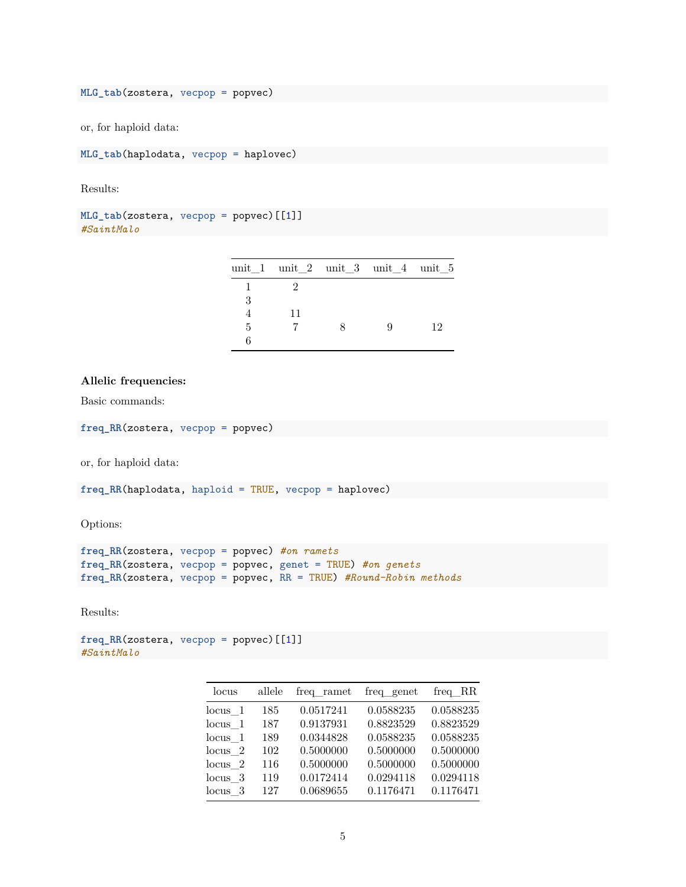```r
MLG_tab(zostera, vecpop = popvec)
```

or, for haploid data:

```r
MLG_tab(haplodata, vecpop = haplovec)
```

Results:

```r
MLG_tab(zostera, vecpop = popvec)[[1]]
#SaintMalo
```

| unit_1 | unit_2 | unit_3 | unit_4 | unit_5 |
|---|---|---|---|---|
| 1 | 2 | | | |
| 3 | | | | |
| 4 | 11 | | | |
| 5 | 7 | 8 | 9 | 12 |
| 6 | | | | |

**Allelic frequencies:**

Basic commands:

```r
freq_RR(zostera, vecpop = popvec)
```

or, for haploid data:

```r
freq_RR(haplodata, haploid = TRUE, vecpop = haplovec)
```

Options:

```r
freq_RR(zostera, vecpop = popvec) #on ramets
freq_RR(zostera, vecpop = popvec, genet = TRUE) #on genets
freq_RR(zostera, vecpop = popvec, RR = TRUE) #Round-Robin methods
```

Results:

```r
freq_RR(zostera, vecpop = popvec)[[1]]
#SaintMalo
```

| locus | allele | freq_ramet | freq_genet | freq_RR |
|---|---|---|---|---|
| locus_1 | 185 | 0.0517241 | 0.0588235 | 0.0588235 |
| locus_1 | 187 | 0.9137931 | 0.8823529 | 0.8823529 |
| locus_1 | 189 | 0.0344828 | 0.0588235 | 0.0588235 |
| locus_2 | 102 | 0.5000000 | 0.5000000 | 0.5000000 |
| locus_2 | 116 | 0.5000000 | 0.5000000 | 0.5000000 |
| locus_3 | 119 | 0.0172414 | 0.0294118 | 0.0294118 |
| locus_3 | 127 | 0.0689655 | 0.1176471 | 0.1176471 |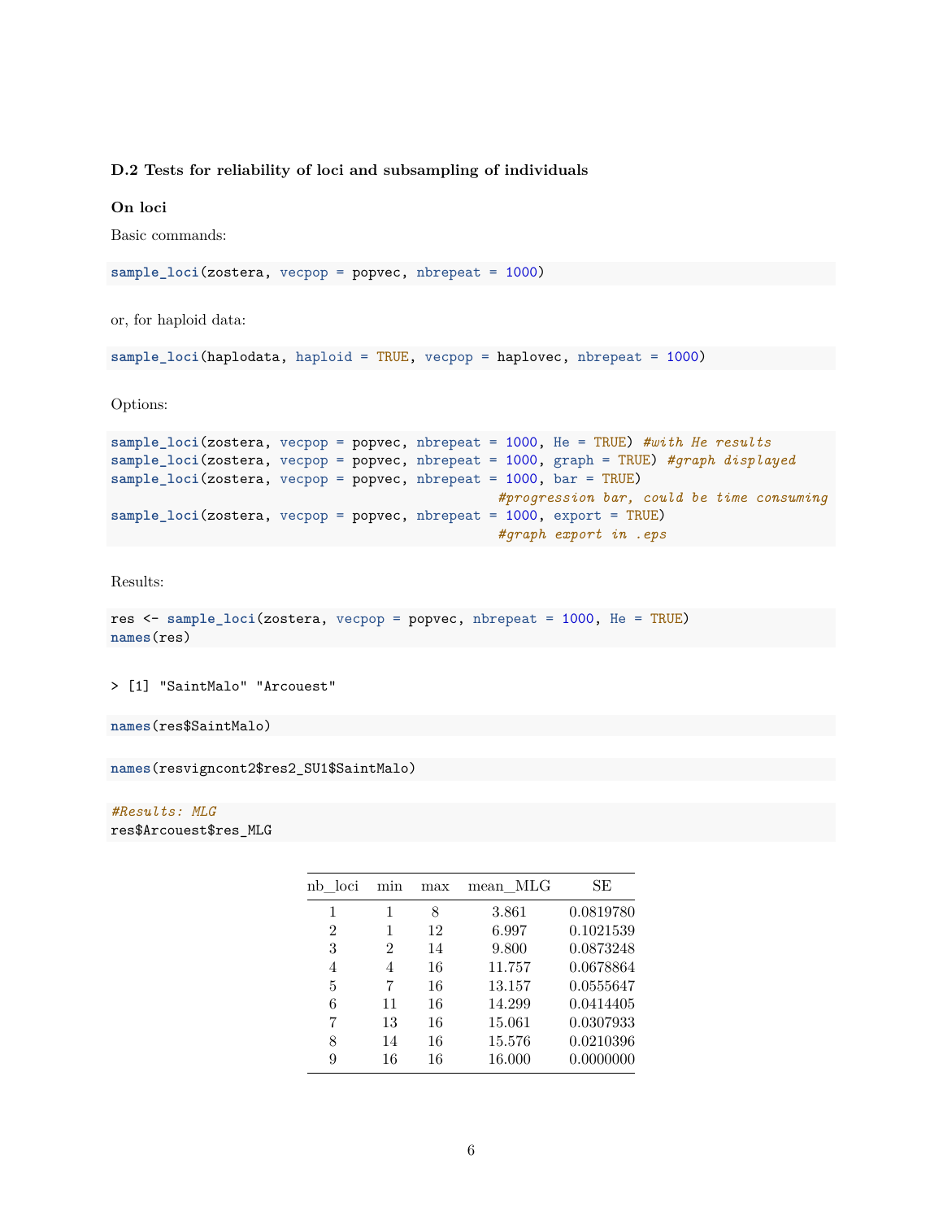### D.2 Tests for reliability of loci and subsampling of individuals

**On loci**

Basic commands:

```
sample_loci(zostera, vecpop = popvec, nbrepeat = 1000)
```

or, for haploid data:

```
sample_loci(haplodata, haploid = TRUE, vecpop = haplovec, nbrepeat = 1000)
```

Options:

```
sample_loci(zostera, vecpop = popvec, nbrepeat = 1000, He = TRUE) #with He results
sample_loci(zostera, vecpop = popvec, nbrepeat = 1000, graph = TRUE) #graph displayed
sample_loci(zostera, vecpop = popvec, nbrepeat = 1000, bar = TRUE)
                                                #progression bar, could be time consuming
sample_loci(zostera, vecpop = popvec, nbrepeat = 1000, export = TRUE)
                                                #graph export in .eps
```

Results:

```
res <- sample_loci(zostera, vecpop = popvec, nbrepeat = 1000, He = TRUE)
names(res)
```

```
> [1] "SaintMalo" "Arcouest"
```

```
names(res$SaintMalo)
```

```
names(resvigncont2$res2_SU1$SaintMalo)
```

```
#Results: MLG
res$Arcouest$res_MLG
```

| nb_loci | min | max | mean_MLG | SE |
|---|---|---|---|---|
| 1 | 1 | 8 | 3.861 | 0.0819780 |
| 2 | 1 | 12 | 6.997 | 0.1021539 |
| 3 | 2 | 14 | 9.800 | 0.0873248 |
| 4 | 4 | 16 | 11.757 | 0.0678864 |
| 5 | 7 | 16 | 13.157 | 0.0555647 |
| 6 | 11 | 16 | 14.299 | 0.0414405 |
| 7 | 13 | 16 | 15.061 | 0.0307933 |
| 8 | 14 | 16 | 15.576 | 0.0210396 |
| 9 | 16 | 16 | 16.000 | 0.0000000 |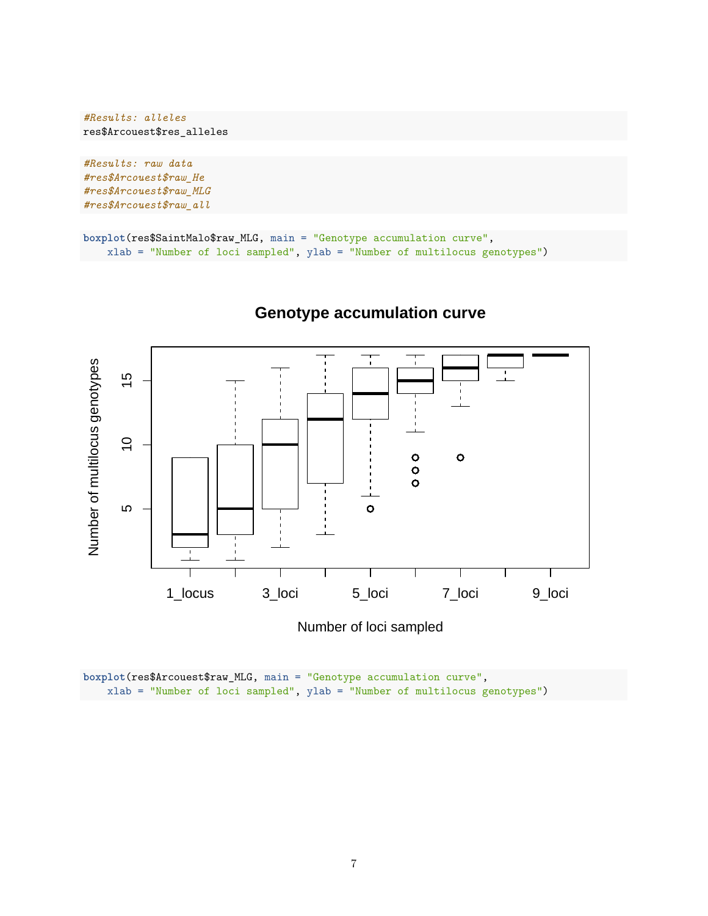```
#Results: alleles
res$Arcouest$res_alleles
```

```
#Results: raw data
#res$Arcouest$raw_He
#res$Arcouest$raw_MLG
#res$Arcouest$raw_all
```

```
boxplot(res$SaintMalo$raw_MLG, main = "Genotype accumulation curve",
    xlab = "Number of loci sampled", ylab = "Number of multilocus genotypes")
```

```
boxplot(res$Arcouest$raw_MLG, main = "Genotype accumulation curve",
    xlab = "Number of loci sampled", ylab = "Number of multilocus genotypes")
```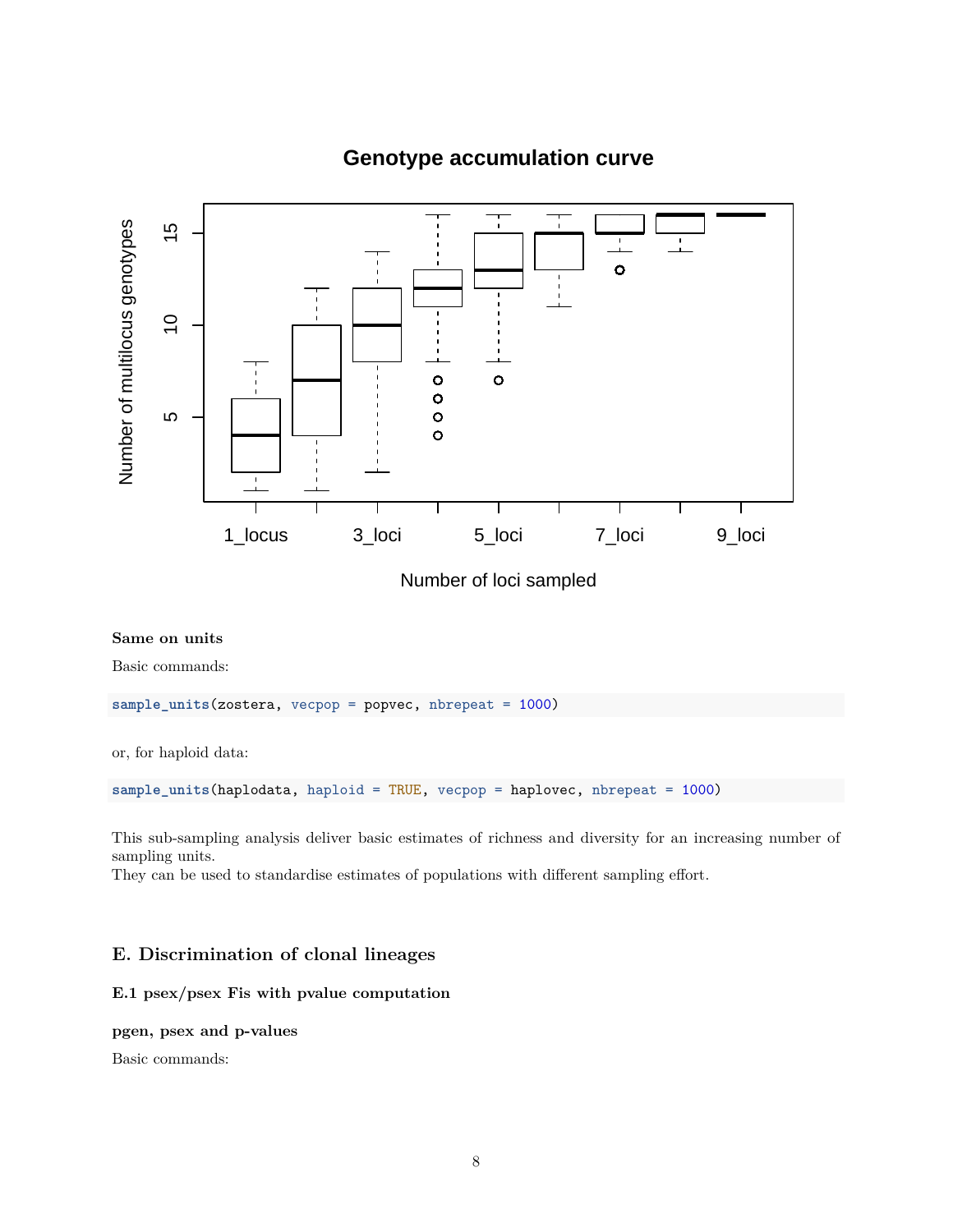**Same on units**

Basic commands:

```
sample_units(zostera, vecpop = popvec, nbrepeat = 1000)
```

or, for haploid data:

```
sample_units(haplodata, haploid = TRUE, vecpop = haplovec, nbrepeat = 1000)
```

This sub-sampling analysis deliver basic estimates of richness and diversity for an increasing number of sampling units.
They can be used to standardise estimates of populations with different sampling effort.

## E. Discrimination of clonal lineages

### E.1 psex/psex Fis with pvalue computation

**pgen, psex and p-values**

Basic commands: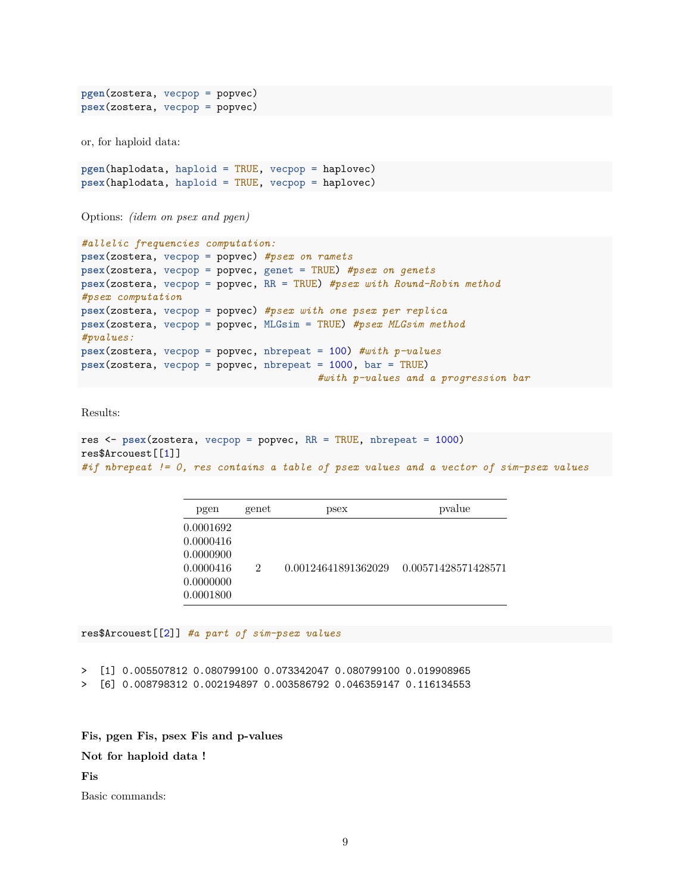```
pgen(zostera, vecpop = popvec)
psex(zostera, vecpop = popvec)
```

or, for haploid data:

```
pgen(haplodata, haploid = TRUE, vecpop = haplovec)
psex(haplodata, haploid = TRUE, vecpop = haplovec)
```

Options: *(idem on psex and pgen)*

```
#allelic frequencies computation:
psex(zostera, vecpop = popvec) #psex on ramets
psex(zostera, vecpop = popvec, genet = TRUE) #psex on genets
psex(zostera, vecpop = popvec, RR = TRUE) #psex with Round-Robin method
#psex computation
psex(zostera, vecpop = popvec) #psex with one psex per replica
psex(zostera, vecpop = popvec, MLGsim = TRUE) #psex MLGsim method
#pvalues:
psex(zostera, vecpop = popvec, nbrepeat = 100) #with p-values
psex(zostera, vecpop = popvec, nbrepeat = 1000, bar = TRUE)
                                        #with p-values and a progression bar
```

Results:

```
res <- psex(zostera, vecpop = popvec, RR = TRUE, nbrepeat = 1000)
res$Arcouest[[1]]
#if nbrepeat != 0, res contains a table of psex values and a vector of sim-psex values
```

| pgen | genet | psex | pvalue |
|---|---|---|---|
| 0.0001692 | | | |
| 0.0000416 | | | |
| 0.0000900 | | | |
| 0.0000416 | 2 | 0.00124641891362029 | 0.00571428571428571 |
| 0.0000000 | | | |
| 0.0001800 | | | |

```
res$Arcouest[[2]] #a part of sim-psex values
```

```
>  [1] 0.005507812 0.080799100 0.073342047 0.080799100 0.019908965
>  [6] 0.008798312 0.002194897 0.003586792 0.046359147 0.116134553
```

**Fis, pgen Fis, psex Fis and p-values**

**Not for haploid data !**

**Fis**

Basic commands: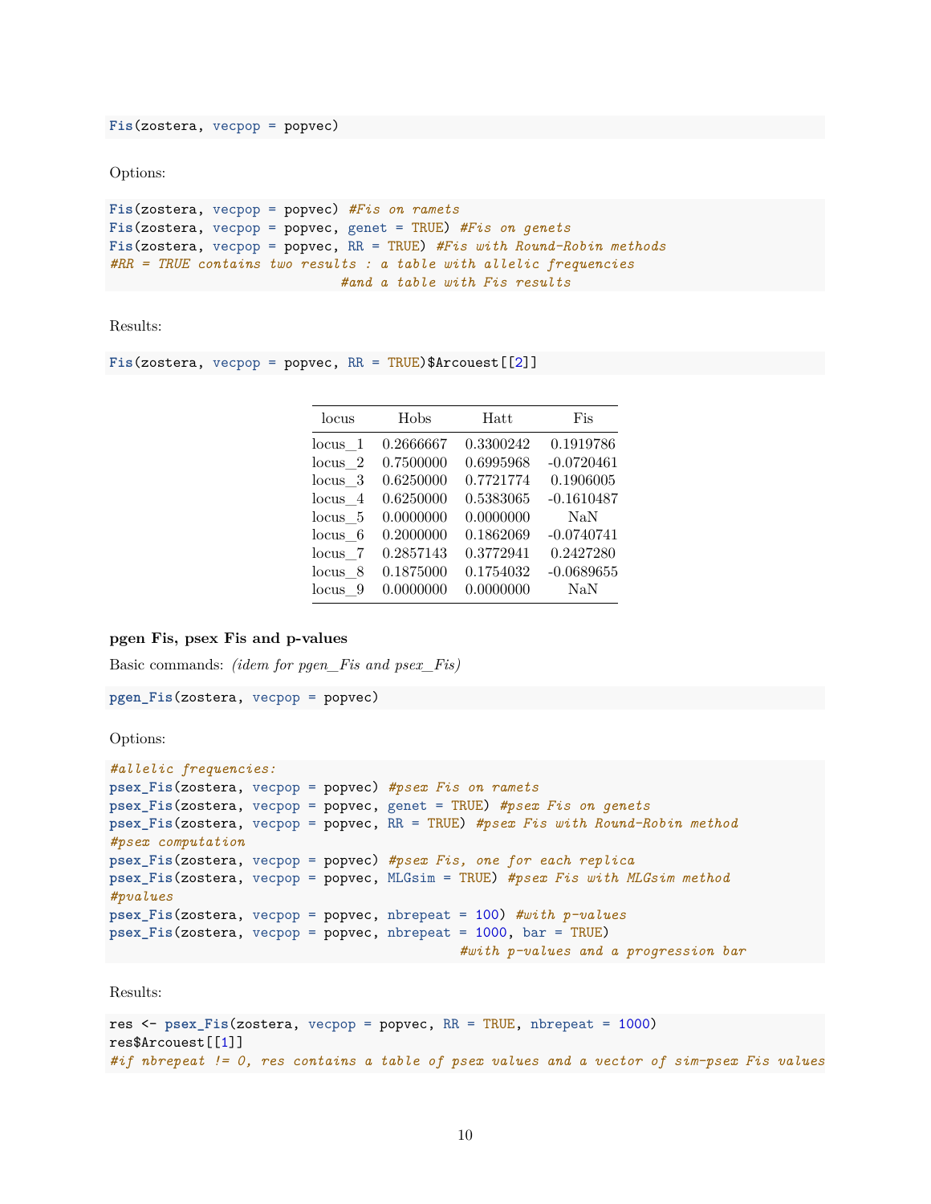```r
Fis(zostera, vecpop = popvec)
```

Options:

```r
Fis(zostera, vecpop = popvec) #Fis on ramets
Fis(zostera, vecpop = popvec, genet = TRUE) #Fis on genets
Fis(zostera, vecpop = popvec, RR = TRUE) #Fis with Round-Robin methods
#RR = TRUE contains two results : a table with allelic frequencies
                              #and a table with Fis results
```

Results:

```r
Fis(zostera, vecpop = popvec, RR = TRUE)$Arcouest[[2]]
```

| locus | Hobs | Hatt | Fis |
|---|---|---|---|
| locus_1 | 0.2666667 | 0.3300242 | 0.1919786 |
| locus_2 | 0.7500000 | 0.6995968 | -0.0720461 |
| locus_3 | 0.6250000 | 0.7721774 | 0.1906005 |
| locus_4 | 0.6250000 | 0.5383065 | -0.1610487 |
| locus_5 | 0.0000000 | 0.0000000 | NaN |
| locus_6 | 0.2000000 | 0.1862069 | -0.0740741 |
| locus_7 | 0.2857143 | 0.3772941 | 0.2427280 |
| locus_8 | 0.1875000 | 0.1754032 | -0.0689655 |
| locus_9 | 0.0000000 | 0.0000000 | NaN |

**pgen Fis, psex Fis and p-values**

Basic commands: *(idem for pgen_Fis and psex_Fis)*

```r
pgen_Fis(zostera, vecpop = popvec)
```

Options:

```r
#allelic frequencies:
psex_Fis(zostera, vecpop = popvec) #psex Fis on ramets
psex_Fis(zostera, vecpop = popvec, genet = TRUE) #psex Fis on genets
psex_Fis(zostera, vecpop = popvec, RR = TRUE) #psex Fis with Round-Robin method
#psex computation
psex_Fis(zostera, vecpop = popvec) #psex Fis, one for each replica
psex_Fis(zostera, vecpop = popvec, MLGsim = TRUE) #psex Fis with MLGsim method
#pvalues
psex_Fis(zostera, vecpop = popvec, nbrepeat = 100) #with p-values
psex_Fis(zostera, vecpop = popvec, nbrepeat = 1000, bar = TRUE)
                                            #with p-values and a progression bar
```

Results:

```r
res <- psex_Fis(zostera, vecpop = popvec, RR = TRUE, nbrepeat = 1000)
res$Arcouest[[1]]
#if nbrepeat != 0, res contains a table of psex values and a vector of sim-psex Fis values
```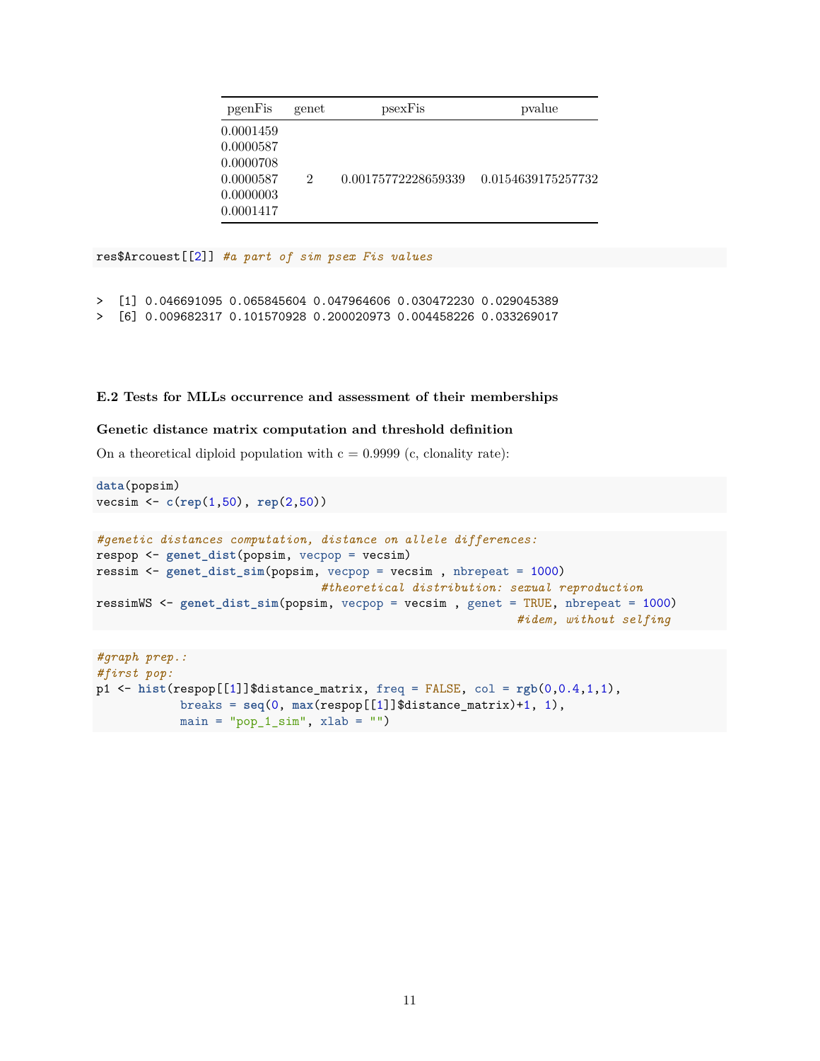| pgenFis | genet | psexFis | pvalue |
|---|---|---|---|
| 0.0001459 0.0000587 0.0000708 0.0000587 0.0000003 0.0001417 | 2 | 0.00175772228659339 | 0.0154639175257732 |

```
res$Arcouest[[2]] #a part of sim psex Fis values
```

```
>  [1] 0.046691095 0.065845604 0.047964606 0.030472230 0.029045389
>  [6] 0.009682317 0.101570928 0.200020973 0.004458226 0.033269017
```

### E.2 Tests for MLLs occurrence and assessment of their memberships

#### Genetic distance matrix computation and threshold definition

On a theoretical diploid population with c = 0.9999 (c, clonality rate):

```
data(popsim)
vecsim <- c(rep(1,50), rep(2,50))
```

```
#genetic distances computation, distance on allele differences:
respop <- genet_dist(popsim, vecpop = vecsim)
ressim <- genet_dist_sim(popsim, vecpop = vecsim , nbrepeat = 1000)
                              #theoretical distribution: sexual reproduction
ressimWS <- genet_dist_sim(popsim, vecpop = vecsim , genet = TRUE, nbrepeat = 1000)
                                                        #idem, without selfing
```

```
#graph prep.:
#first pop:
p1 <- hist(respop[[1]]$distance_matrix, freq = FALSE, col = rgb(0,0.4,1,1),
           breaks = seq(0, max(respop[[1]]$distance_matrix)+1, 1),
           main = "pop_1_sim", xlab = "")
```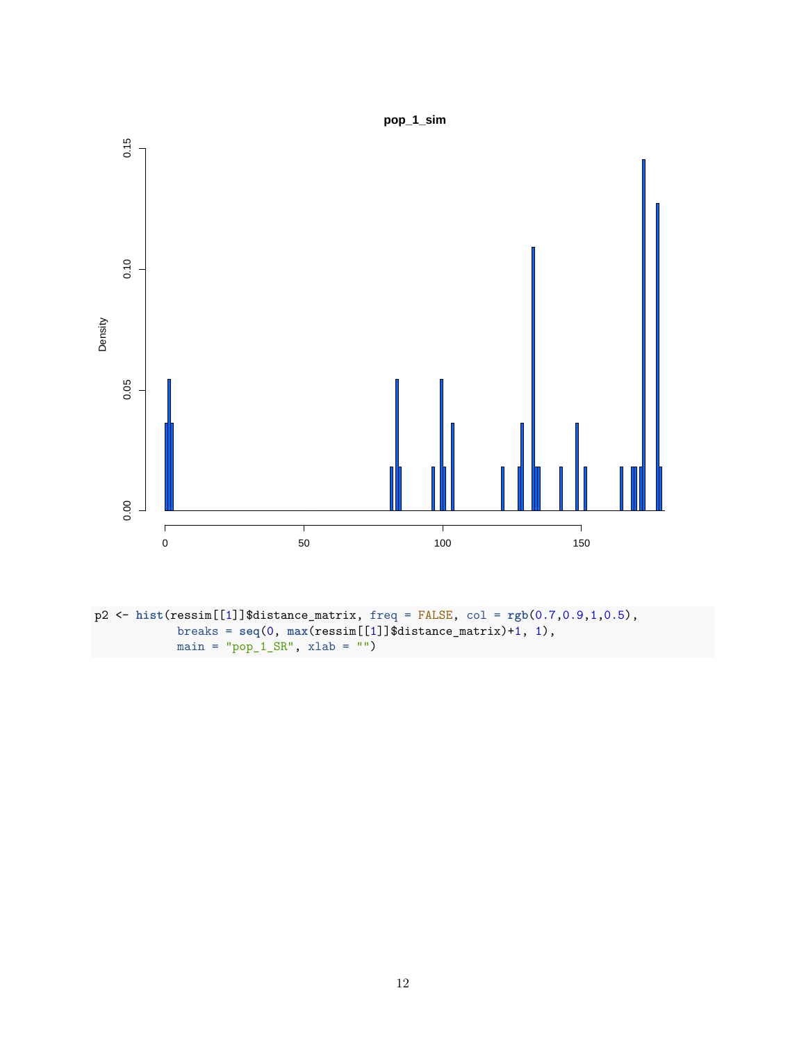```
p2 <- hist(ressim[[1]]$distance_matrix, freq = FALSE, col = rgb(0.7,0.9,1,0.5),
            breaks = seq(0, max(ressim[[1]]$distance_matrix)+1, 1),
            main = "pop_1_SR", xlab = "")
```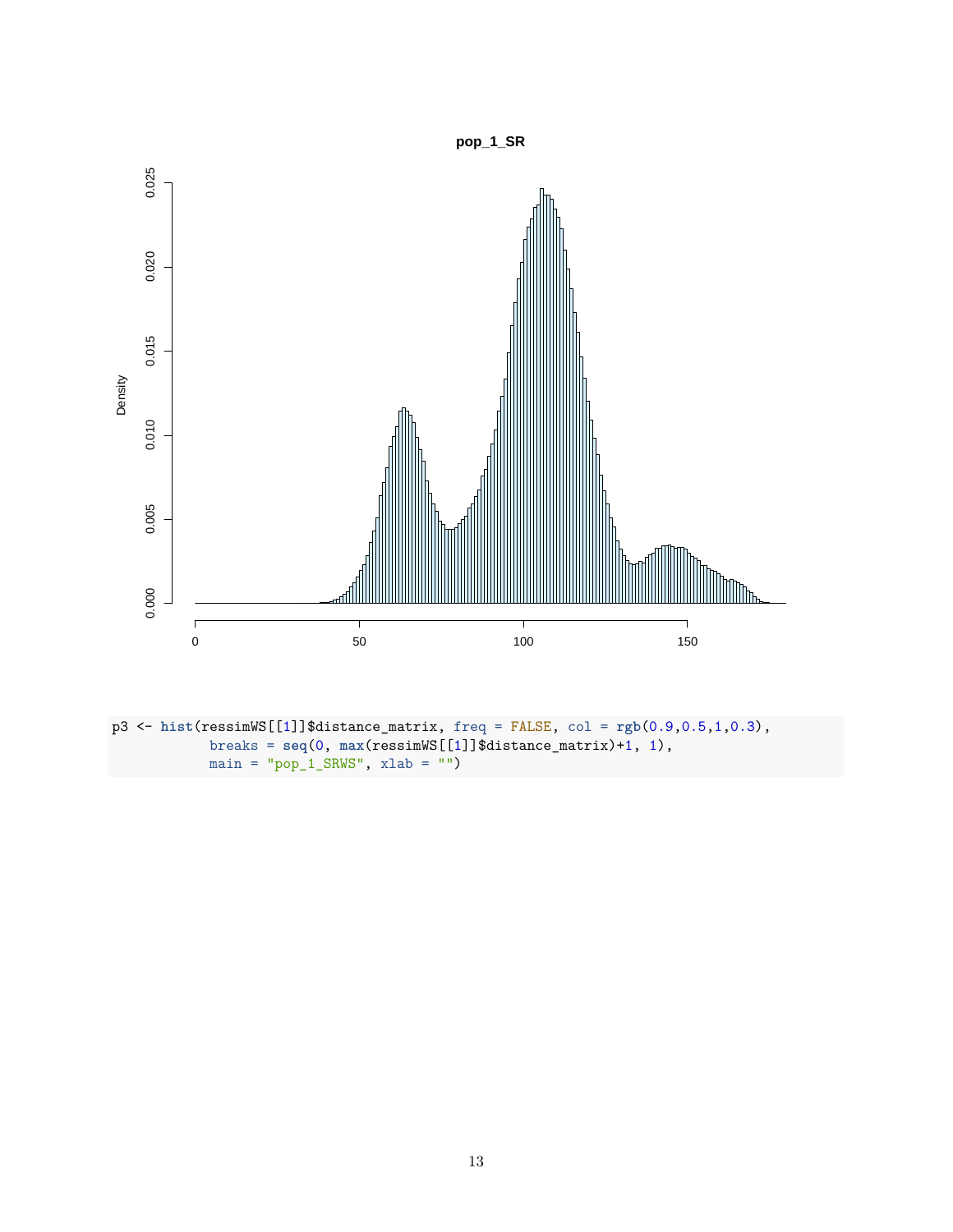```
p3 <- hist(ressimWS[[1]]$distance_matrix, freq = FALSE, col = rgb(0.9,0.5,1,0.3),
           breaks = seq(0, max(ressimWS[[1]]$distance_matrix)+1, 1),
           main = "pop_1_SRWS", xlab = "")
```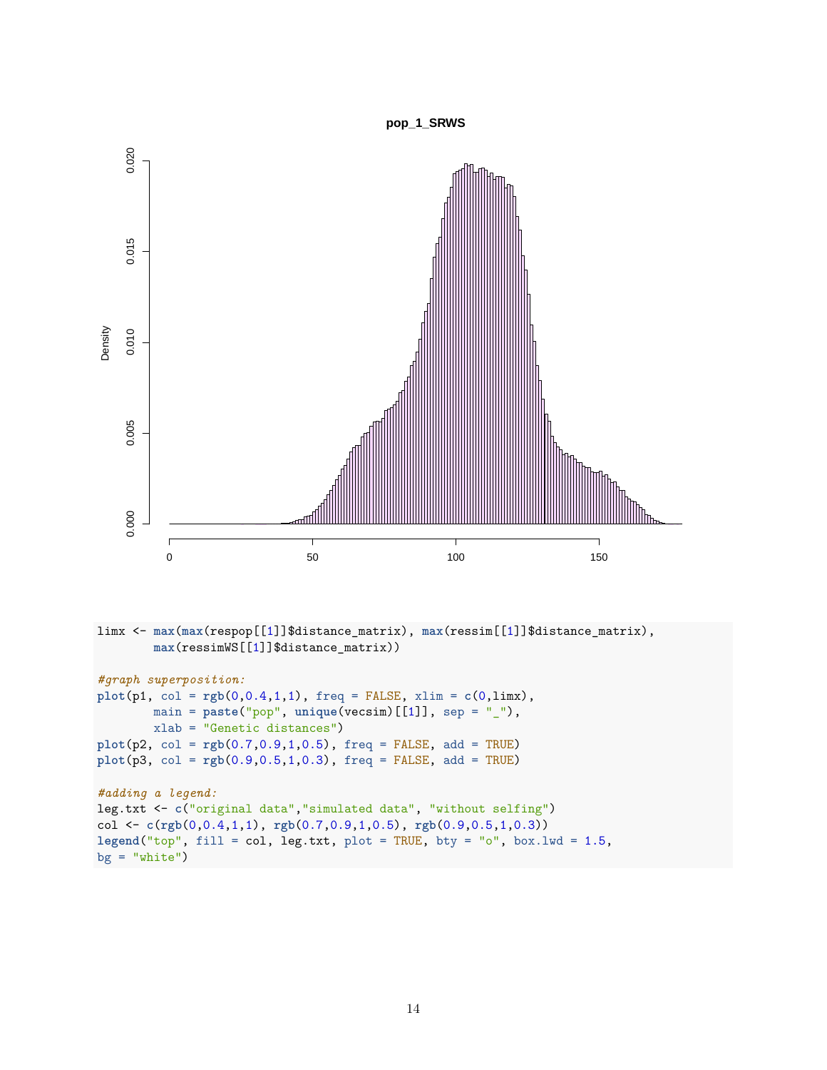```
limx <- max(max(respop[[1]]$distance_matrix), max(ressim[[1]]$distance_matrix),
        max(ressimWS[[1]]$distance_matrix))

#graph superposition:
plot(p1, col = rgb(0,0.4,1,1), freq = FALSE, xlim = c(0,limx),
        main = paste("pop", unique(vecsim)[[1]], sep = "_"),
        xlab = "Genetic distances")
plot(p2, col = rgb(0.7,0.9,1,0.5), freq = FALSE, add = TRUE)
plot(p3, col = rgb(0.9,0.5,1,0.3), freq = FALSE, add = TRUE)

#adding a legend:
leg.txt <- c("original data","simulated data", "without selfing")
col <- c(rgb(0,0.4,1,1), rgb(0.7,0.9,1,0.5), rgb(0.9,0.5,1,0.3))
legend("top", fill = col, leg.txt, plot = TRUE, bty = "o", box.lwd = 1.5,
bg = "white")
```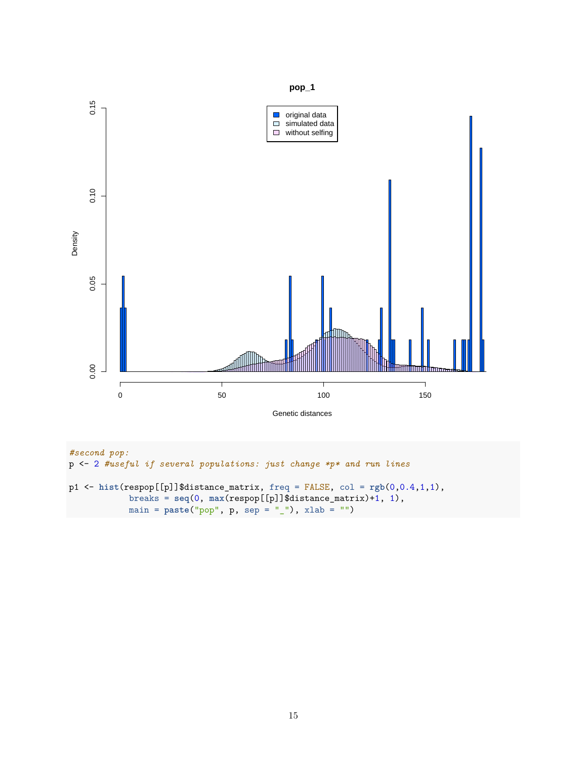```r
#second pop:
p <- 2 #useful if several populations: just change *p* and run lines

p1 <- hist(respop[[p]]$distance_matrix, freq = FALSE, col = rgb(0,0.4,1,1),
           breaks = seq(0, max(respop[[p]]$distance_matrix)+1, 1),
           main = paste("pop", p, sep = "_"), xlab = "")
```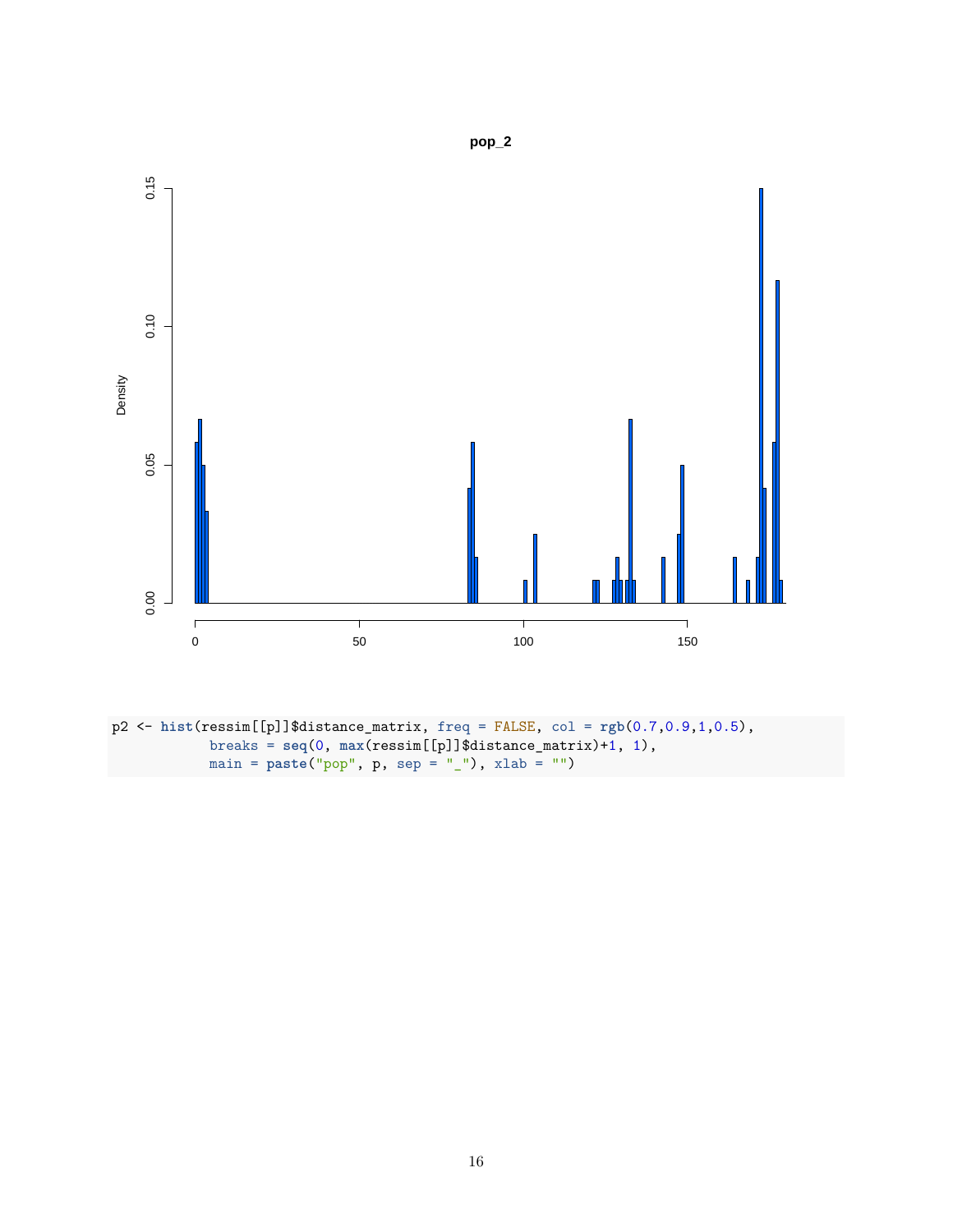```
p2 <- hist(ressim[[p]]$distance_matrix, freq = FALSE, col = rgb(0.7,0.9,1,0.5),
           breaks = seq(0, max(ressim[[p]]$distance_matrix)+1, 1),
           main = paste("pop", p, sep = "_"), xlab = "")
```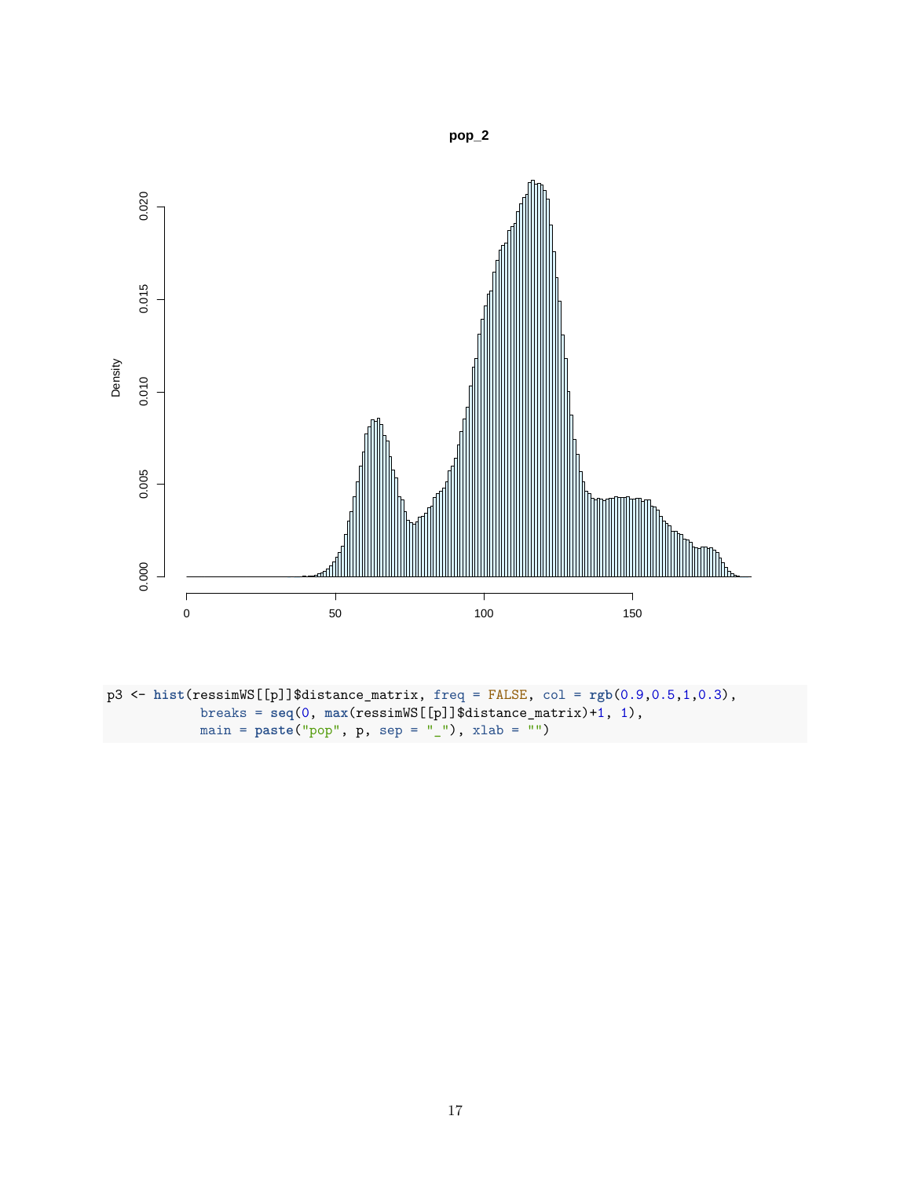```
p3 <- hist(ressimWS[[p]]$distance_matrix, freq = FALSE, col = rgb(0.9,0.5,1,0.3),
           breaks = seq(0, max(ressimWS[[p]]$distance_matrix)+1, 1),
           main = paste("pop", p, sep = "_"), xlab = "")
```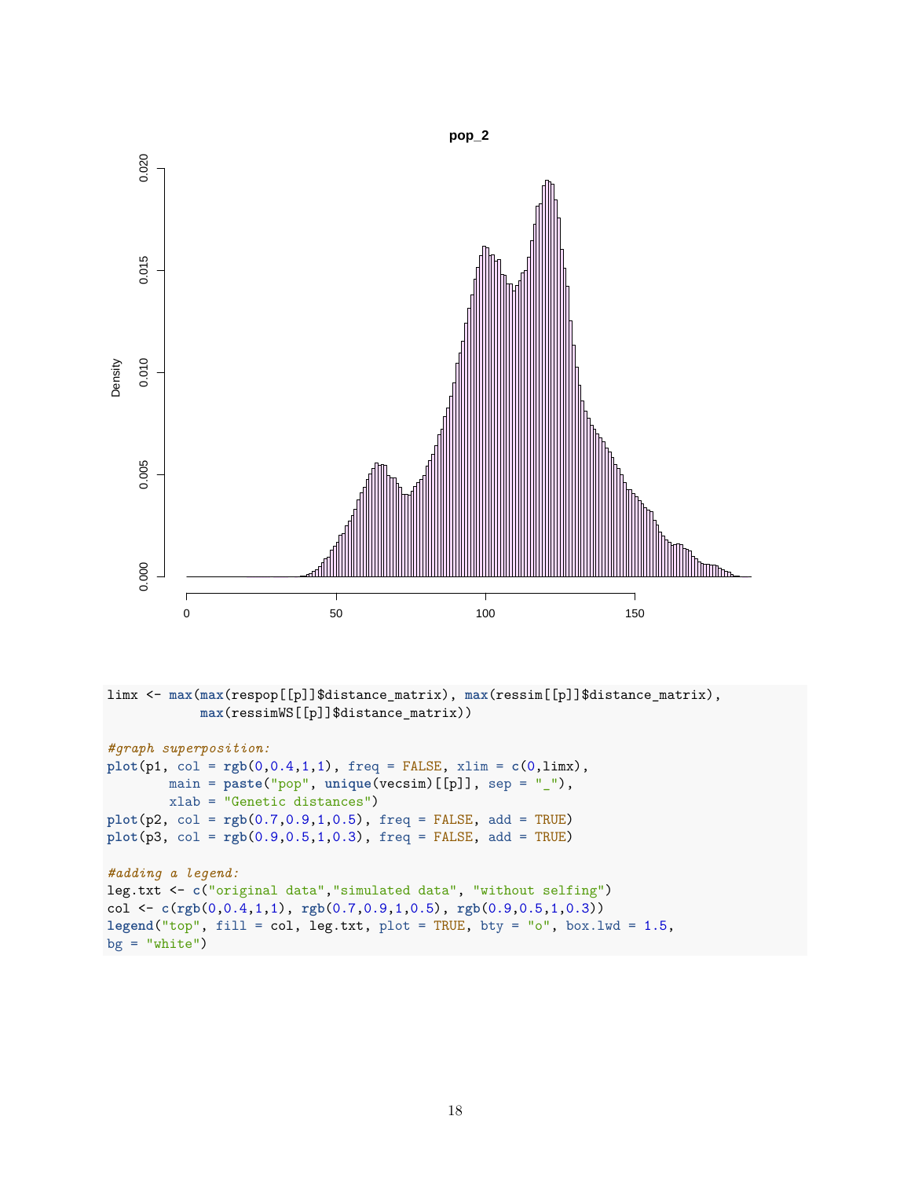```
limx <- max(max(respop[[p]]$distance_matrix), max(ressim[[p]]$distance_matrix),
            max(ressimWS[[p]]$distance_matrix))

#graph superposition:
plot(p1, col = rgb(0,0.4,1,1), freq = FALSE, xlim = c(0,limx),
        main = paste("pop", unique(vecsim)[[p]], sep = "_"),
        xlab = "Genetic distances")
plot(p2, col = rgb(0.7,0.9,1,0.5), freq = FALSE, add = TRUE)
plot(p3, col = rgb(0.9,0.5,1,0.3), freq = FALSE, add = TRUE)

#adding a legend:
leg.txt <- c("original data","simulated data", "without selfing")
col <- c(rgb(0,0.4,1,1), rgb(0.7,0.9,1,0.5), rgb(0.9,0.5,1,0.3))
legend("top", fill = col, leg.txt, plot = TRUE, bty = "o", box.lwd = 1.5,
bg = "white")
```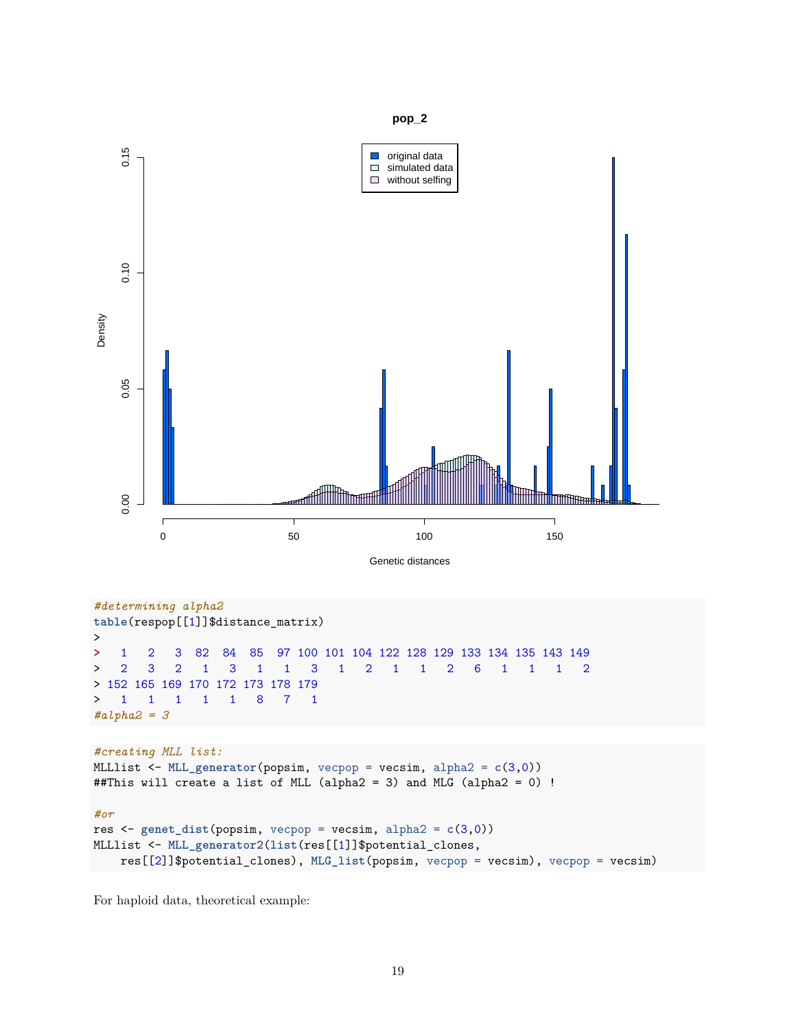```
#determining alpha2
table(respop[[1]]$distance_matrix)
>
>   1   2   3  82  84  85  97 100 101 104 122 128 129 133 134 135 143 149
>   2   3   2   1   3   1   1   3   1   2   1   1   2   6   1   1   1   2
> 152 165 169 170 172 173 178 179
>   1   1   1   1   1   8   7   1
#alpha2 = 3
```

```
#creating MLL list:
MLLlist <- MLL_generator(popsim, vecpop = vecsim, alpha2 = c(3,0))
##This will create a list of MLL (alpha2 = 3) and MLG (alpha2 = 0) !

#or
res <- genet_dist(popsim, vecpop = vecsim, alpha2 = c(3,0))
MLLlist <- MLL_generator2(list(res[[1]]$potential_clones,
    res[[2]]$potential_clones), MLG_list(popsim, vecpop = vecsim), vecpop = vecsim)
```

For haploid data, theoretical example: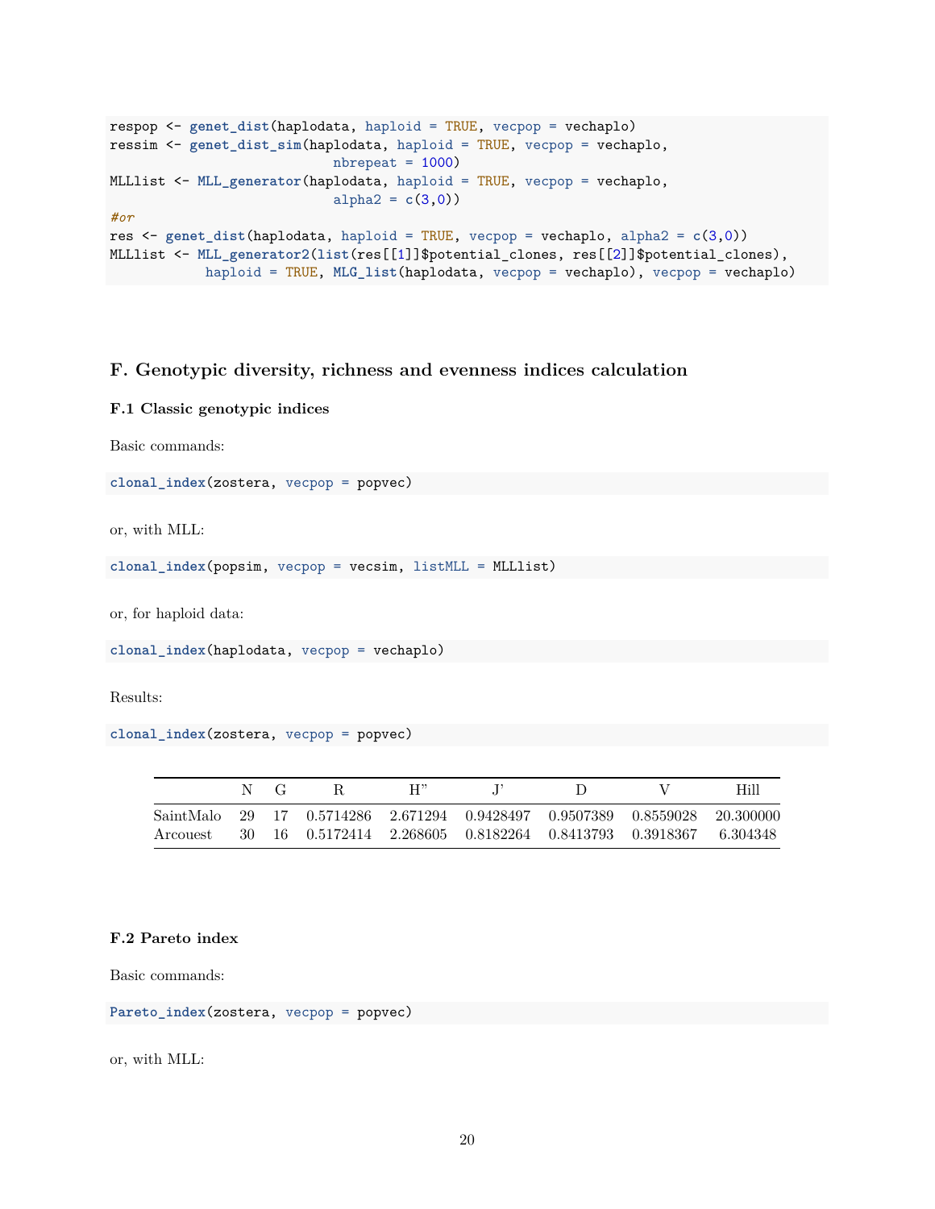```
respop <- genet_dist(haplodata, haploid = TRUE, vecpop = vechaplo)
ressim <- genet_dist_sim(haplodata, haploid = TRUE, vecpop = vechaplo,
                         nbrepeat = 1000)
MLLlist <- MLL_generator(haplodata, haploid = TRUE, vecpop = vechaplo,
                         alpha2 = c(3,0))
#or
res <- genet_dist(haplodata, haploid = TRUE, vecpop = vechaplo, alpha2 = c(3,0))
MLLlist <- MLL_generator2(list(res[[1]]$potential_clones, res[[2]]$potential_clones),
           haploid = TRUE, MLG_list(haplodata, vecpop = vechaplo), vecpop = vechaplo)
```

## F. Genotypic diversity, richness and evenness indices calculation

### F.1 Classic genotypic indices

Basic commands:

```
clonal_index(zostera, vecpop = popvec)
```

or, with MLL:

```
clonal_index(popsim, vecpop = vecsim, listMLL = MLLlist)
```

or, for haploid data:

```
clonal_index(haplodata, vecpop = vechaplo)
```

Results:

```
clonal_index(zostera, vecpop = popvec)
```

| | N | G | R | H" | J' | D | V | Hill |
|---|---|---|---|---|---|---|---|---|
| SaintMalo | 29 | 17 | 0.5714286 | 2.671294 | 0.9428497 | 0.9507389 | 0.8559028 | 20.300000 |
| Arcouest | 30 | 16 | 0.5172414 | 2.268605 | 0.8182264 | 0.8413793 | 0.3918367 | 6.304348 |

### F.2 Pareto index

Basic commands:

```
Pareto_index(zostera, vecpop = popvec)
```

or, with MLL: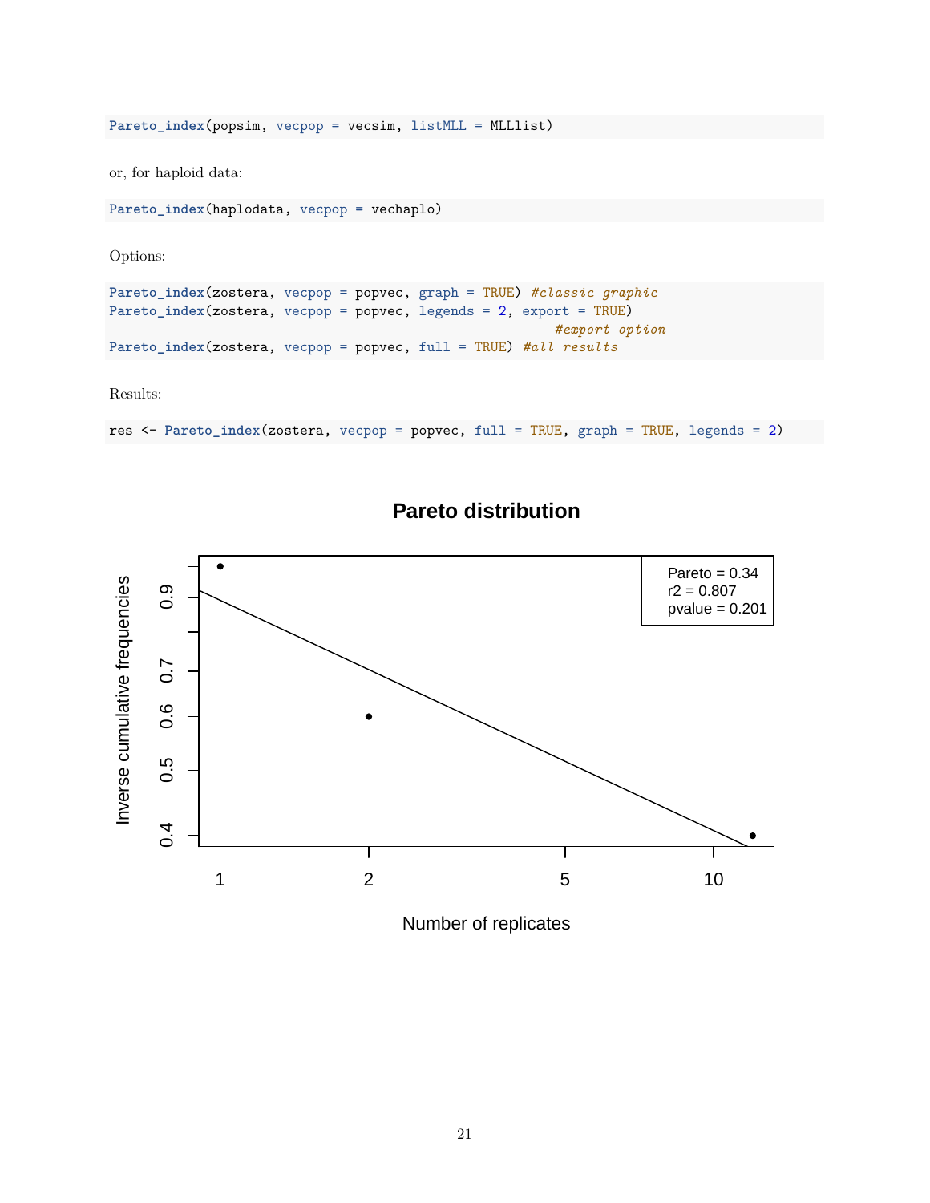```
Pareto_index(popsim, vecpop = vecsim, listMLL = MLLlist)
```

or, for haploid data:

```
Pareto_index(haplodata, vecpop = vechaplo)
```

Options:

```
Pareto_index(zostera, vecpop = popvec, graph = TRUE) #classic graphic
Pareto_index(zostera, vecpop = popvec, legends = 2, export = TRUE)
                                                    #export option
Pareto_index(zostera, vecpop = popvec, full = TRUE) #all results
```

Results:

```
res <- Pareto_index(zostera, vecpop = popvec, full = TRUE, graph = TRUE, legends = 2)
```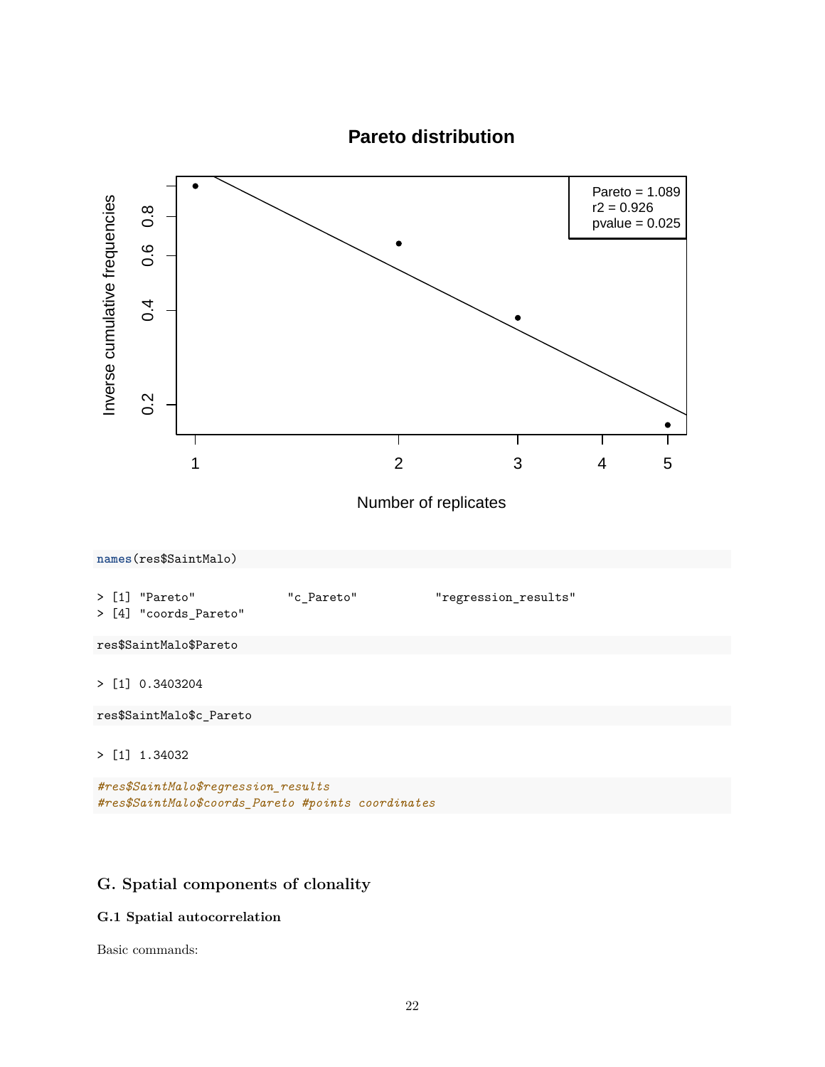```r
names(res$SaintMalo)
```

```
> [1] "Pareto"             "c_Pareto"           "regression_results"
> [4] "coords_Pareto"
```

```r
res$SaintMalo$Pareto
```

```
> [1] 0.3403204
```

```r
res$SaintMalo$c_Pareto
```

```
> [1] 1.34032
```

```r
#res$SaintMalo$regression_results
#res$SaintMalo$coords_Pareto #points coordinates
```

## G. Spatial components of clonality

### G.1 Spatial autocorrelation

Basic commands: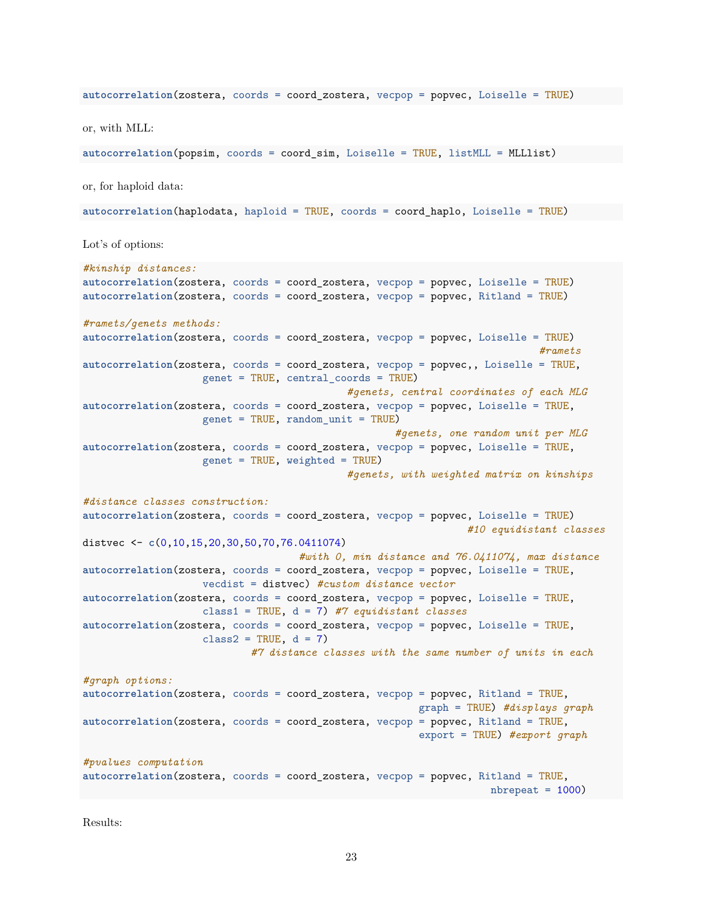```
autocorrelation(zostera, coords = coord_zostera, vecpop = popvec, Loiselle = TRUE)
```

or, with MLL:

```
autocorrelation(popsim, coords = coord_sim, Loiselle = TRUE, listMLL = MLLlist)
```

or, for haploid data:

```
autocorrelation(haplodata, haploid = TRUE, coords = coord_haplo, Loiselle = TRUE)
```

Lot's of options:

```
#kinship distances:
autocorrelation(zostera, coords = coord_zostera, vecpop = popvec, Loiselle = TRUE)
autocorrelation(zostera, coords = coord_zostera, vecpop = popvec, Ritland = TRUE)

#ramets/genets methods:
autocorrelation(zostera, coords = coord_zostera, vecpop = popvec, Loiselle = TRUE)
                                                                          #ramets
autocorrelation(zostera, coords = coord_zostera, vecpop = popvec,, Loiselle = TRUE,
                genet = TRUE, central_coords = TRUE)
                                    #genets, central coordinates of each MLG
autocorrelation(zostera, coords = coord_zostera, vecpop = popvec, Loiselle = TRUE,
                genet = TRUE, random_unit = TRUE)
                                           #genets, one random unit per MLG
autocorrelation(zostera, coords = coord_zostera, vecpop = popvec, Loiselle = TRUE,
                genet = TRUE, weighted = TRUE)
                                    #genets, with weighted matrix on kinships

#distance classes construction:
autocorrelation(zostera, coords = coord_zostera, vecpop = popvec, Loiselle = TRUE)
                                                              #10 equidistant classes
distvec <- c(0,10,15,20,30,50,70,76.0411074)
                              #with 0, min distance and 76.0411074, max distance
autocorrelation(zostera, coords = coord_zostera, vecpop = popvec, Loiselle = TRUE,
                vecdist = distvec) #custom distance vector
autocorrelation(zostera, coords = coord_zostera, vecpop = popvec, Loiselle = TRUE,
                class1 = TRUE, d = 7) #7 equidistant classes
autocorrelation(zostera, coords = coord_zostera, vecpop = popvec, Loiselle = TRUE,
                class2 = TRUE, d = 7)
                        #7 distance classes with the same number of units in each

#graph options:
autocorrelation(zostera, coords = coord_zostera, vecpop = popvec, Ritland = TRUE,
                                                    graph = TRUE) #displays graph
autocorrelation(zostera, coords = coord_zostera, vecpop = popvec, Ritland = TRUE,
                                                    export = TRUE) #export graph

#pvalues computation
autocorrelation(zostera, coords = coord_zostera, vecpop = popvec, Ritland = TRUE,
                                                               nbrepeat = 1000)
```

Results: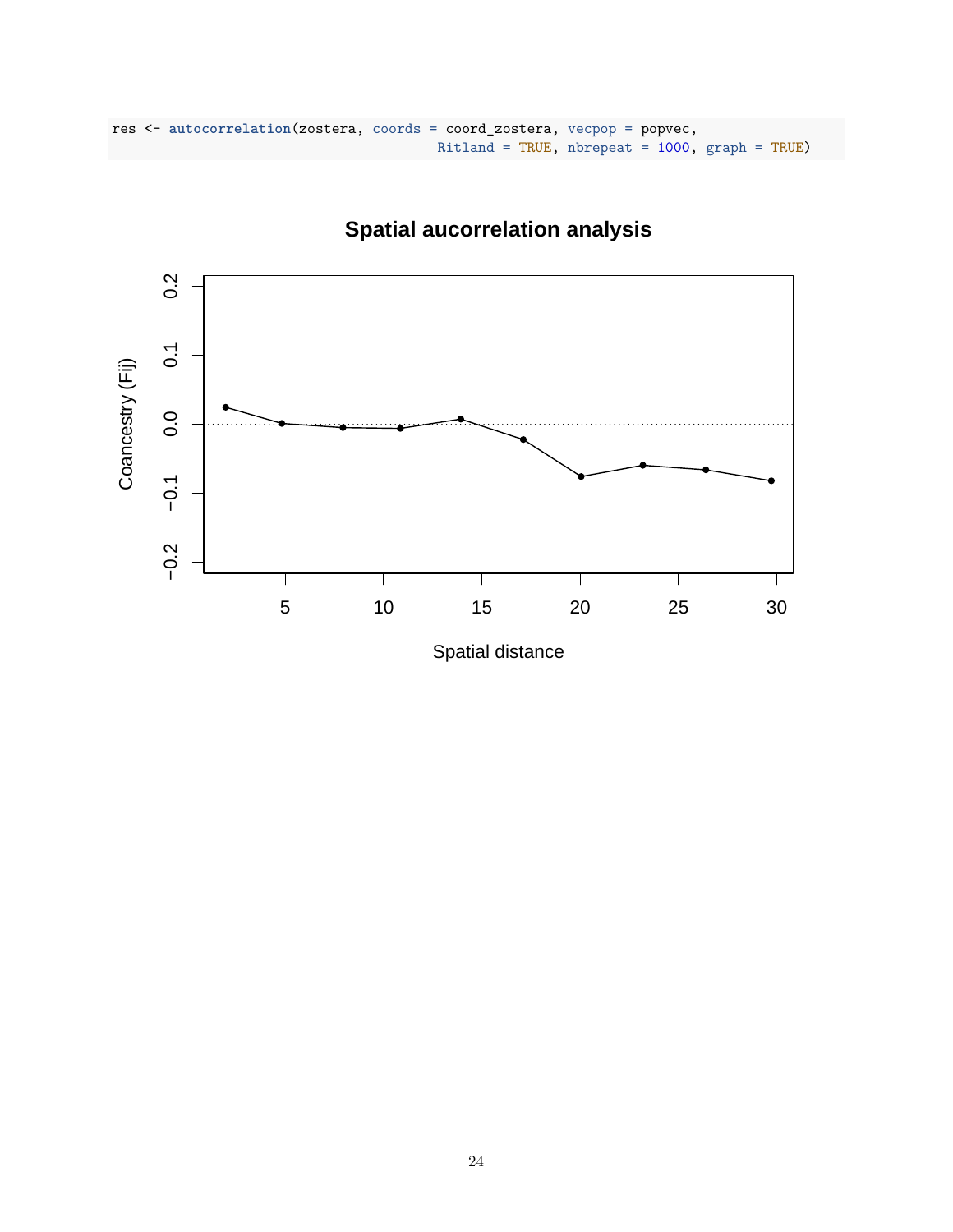```
res <- autocorrelation(zostera, coords = coord_zostera, vecpop = popvec,
                                          Ritland = TRUE, nbrepeat = 1000, graph = TRUE)
```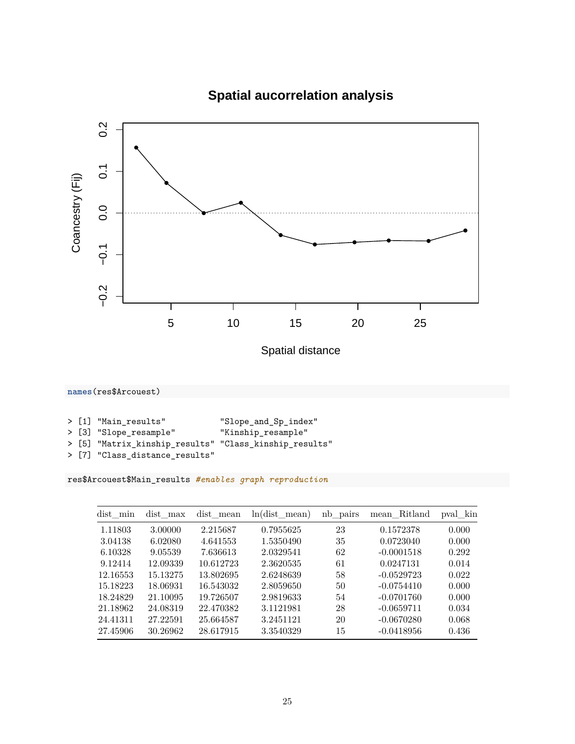```r
names(res$Arcouest)
```

```
> [1] "Main_results"            "Slope_and_Sp_index"
> [3] "Slope_resample"          "Kinship_resample"
> [5] "Matrix_kinship_results" "Class_kinship_results"
> [7] "Class_distance_results"
```

```r
res$Arcouest$Main_results #enables graph reproduction
```

| dist_min | dist_max | dist_mean | ln(dist_mean) | nb_pairs | mean_Ritland | pval_kin |
|---|---|---|---|---|---|---|
| 1.11803 | 3.00000 | 2.215687 | 0.7955625 | 23 | 0.1572378 | 0.000 |
| 3.04138 | 6.02080 | 4.641553 | 1.5350490 | 35 | 0.0723040 | 0.000 |
| 6.10328 | 9.05539 | 7.636613 | 2.0329541 | 62 | -0.0001518 | 0.292 |
| 9.12414 | 12.09339 | 10.612723 | 2.3620535 | 61 | 0.0247131 | 0.014 |
| 12.16553 | 15.13275 | 13.802695 | 2.6248639 | 58 | -0.0529723 | 0.022 |
| 15.18223 | 18.06931 | 16.543032 | 2.8059650 | 50 | -0.0754410 | 0.000 |
| 18.24829 | 21.10095 | 19.726507 | 2.9819633 | 54 | -0.0701760 | 0.000 |
| 21.18962 | 24.08319 | 22.470382 | 3.1121981 | 28 | -0.0659711 | 0.034 |
| 24.41311 | 27.22591 | 25.664587 | 3.2451121 | 20 | -0.0670280 | 0.068 |
| 27.45906 | 30.26962 | 28.617915 | 3.3540329 | 15 | -0.0418956 | 0.436 |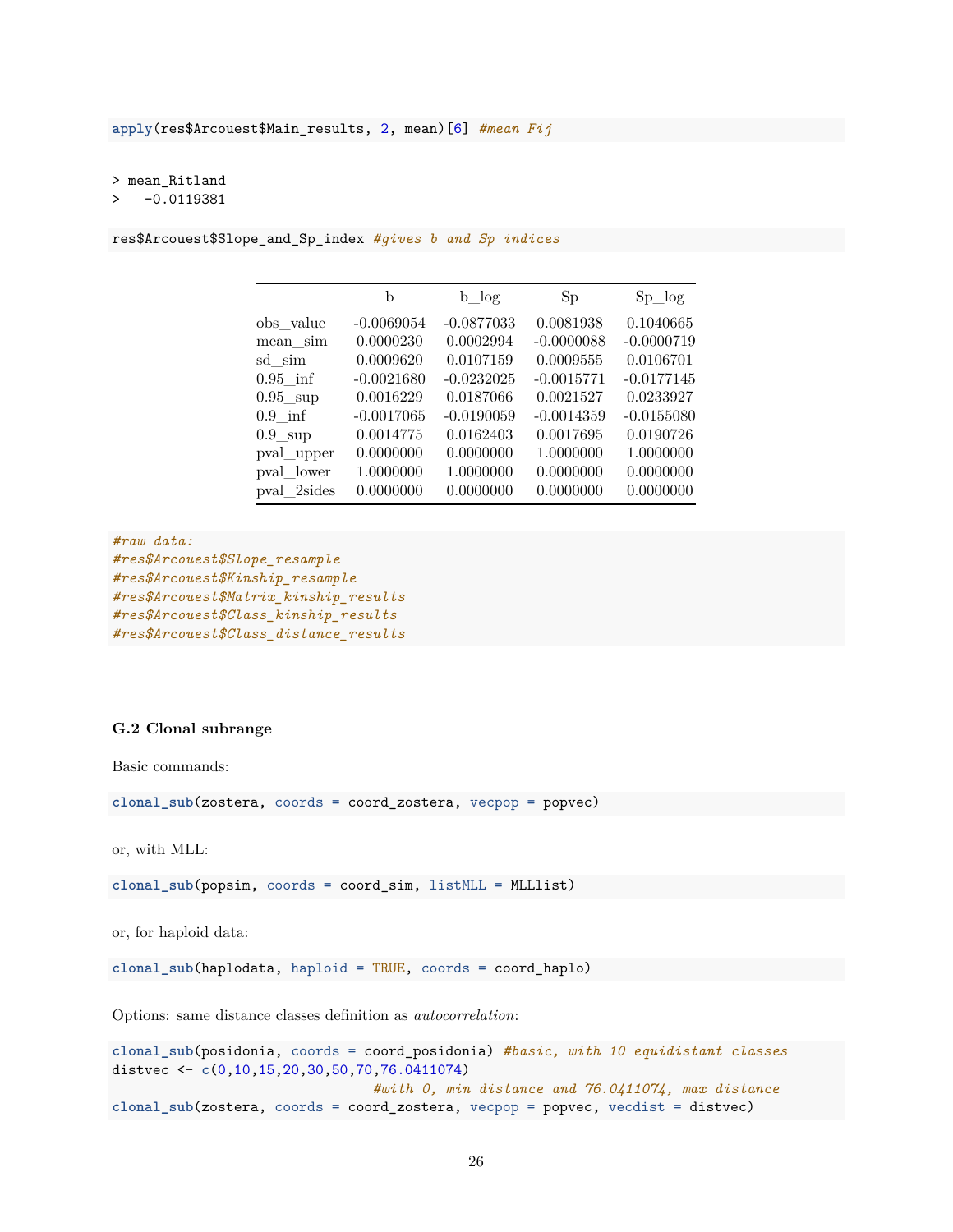```
apply(res$Arcouest$Main_results, 2, mean)[6] #mean Fij
```

```
> mean_Ritland
>   -0.0119381
```

```
res$Arcouest$Slope_and_Sp_index #gives b and Sp indices
```

| | b | b_log | Sp | Sp_log |
|---|---|---|---|---|
| obs_value | -0.0069054 | -0.0877033 | 0.0081938 | 0.1040665 |
| mean_sim | 0.0000230 | 0.0002994 | -0.0000088 | -0.0000719 |
| sd_sim | 0.0009620 | 0.0107159 | 0.0009555 | 0.0106701 |
| 0.95_inf | -0.0021680 | -0.0232025 | -0.0015771 | -0.0177145 |
| 0.95_sup | 0.0016229 | 0.0187066 | 0.0021527 | 0.0233927 |
| 0.9_inf | -0.0017065 | -0.0190059 | -0.0014359 | -0.0155080 |
| 0.9_sup | 0.0014775 | 0.0162403 | 0.0017695 | 0.0190726 |
| pval_upper | 0.0000000 | 0.0000000 | 1.0000000 | 1.0000000 |
| pval_lower | 1.0000000 | 1.0000000 | 0.0000000 | 0.0000000 |
| pval_2sides | 0.0000000 | 0.0000000 | 0.0000000 | 0.0000000 |

```
#raw data:
#res$Arcouest$Slope_resample
#res$Arcouest$Kinship_resample
#res$Arcouest$Matrix_kinship_results
#res$Arcouest$Class_kinship_results
#res$Arcouest$Class_distance_results
```

### G.2 Clonal subrange

Basic commands:

```
clonal_sub(zostera, coords = coord_zostera, vecpop = popvec)
```

or, with MLL:

```
clonal_sub(popsim, coords = coord_sim, listMLL = MLLlist)
```

or, for haploid data:

```
clonal_sub(haplodata, haploid = TRUE, coords = coord_haplo)
```

Options: same distance classes definition as *autocorrelation*:

```
clonal_sub(posidonia, coords = coord_posidonia) #basic, with 10 equidistant classes
distvec <- c(0,10,15,20,30,50,70,76.0411074)
                                #with 0, min distance and 76.0411074, max distance
clonal_sub(zostera, coords = coord_zostera, vecpop = popvec, vecdist = distvec)
```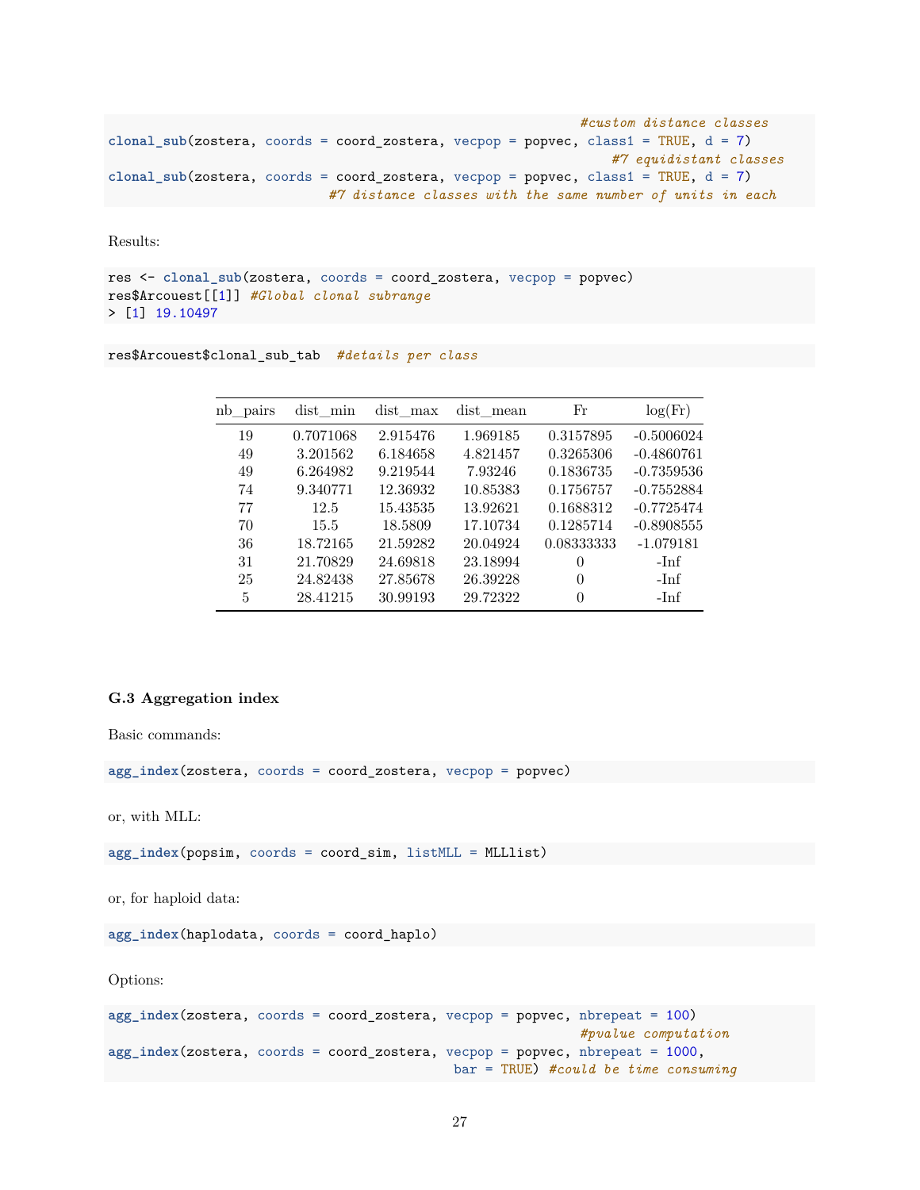```
                                                  #custom distance classes
clonal_sub(zostera, coords = coord_zostera, vecpop = popvec, class1 = TRUE, d = 7)
                                                     #7 equidistant classes
clonal_sub(zostera, coords = coord_zostera, vecpop = popvec, class1 = TRUE, d = 7)
                        #7 distance classes with the same number of units in each
```

Results:

```
res <- clonal_sub(zostera, coords = coord_zostera, vecpop = popvec)
res$Arcouest[[1]] #Global clonal subrange
> [1] 19.10497
```

```
res$Arcouest$clonal_sub_tab  #details per class
```

| nb_pairs | dist_min | dist_max | dist_mean | Fr | log(Fr) |
|---|---|---|---|---|---|
| 19 | 0.7071068 | 2.915476 | 1.969185 | 0.3157895 | -0.5006024 |
| 49 | 3.201562 | 6.184658 | 4.821457 | 0.3265306 | -0.4860761 |
| 49 | 6.264982 | 9.219544 | 7.93246 | 0.1836735 | -0.7359536 |
| 74 | 9.340771 | 12.36932 | 10.85383 | 0.1756757 | -0.7552884 |
| 77 | 12.5 | 15.43535 | 13.92621 | 0.1688312 | -0.7725474 |
| 70 | 15.5 | 18.5809 | 17.10734 | 0.1285714 | -0.8908555 |
| 36 | 18.72165 | 21.59282 | 20.04924 | 0.08333333 | -1.079181 |
| 31 | 21.70829 | 24.69818 | 23.18994 | 0 | -Inf |
| 25 | 24.82438 | 27.85678 | 26.39228 | 0 | -Inf |
| 5 | 28.41215 | 30.99193 | 29.72322 | 0 | -Inf |

### G.3 Aggregation index

Basic commands:

```
agg_index(zostera, coords = coord_zostera, vecpop = popvec)
```

or, with MLL:

```
agg_index(popsim, coords = coord_sim, listMLL = MLLlist)
```

or, for haploid data:

```
agg_index(haplodata, coords = coord_haplo)
```

Options:

```
agg_index(zostera, coords = coord_zostera, vecpop = popvec, nbrepeat = 100)
                                                  #pvalue computation
agg_index(zostera, coords = coord_zostera, vecpop = popvec, nbrepeat = 1000,
                                        bar = TRUE) #could be time consuming
```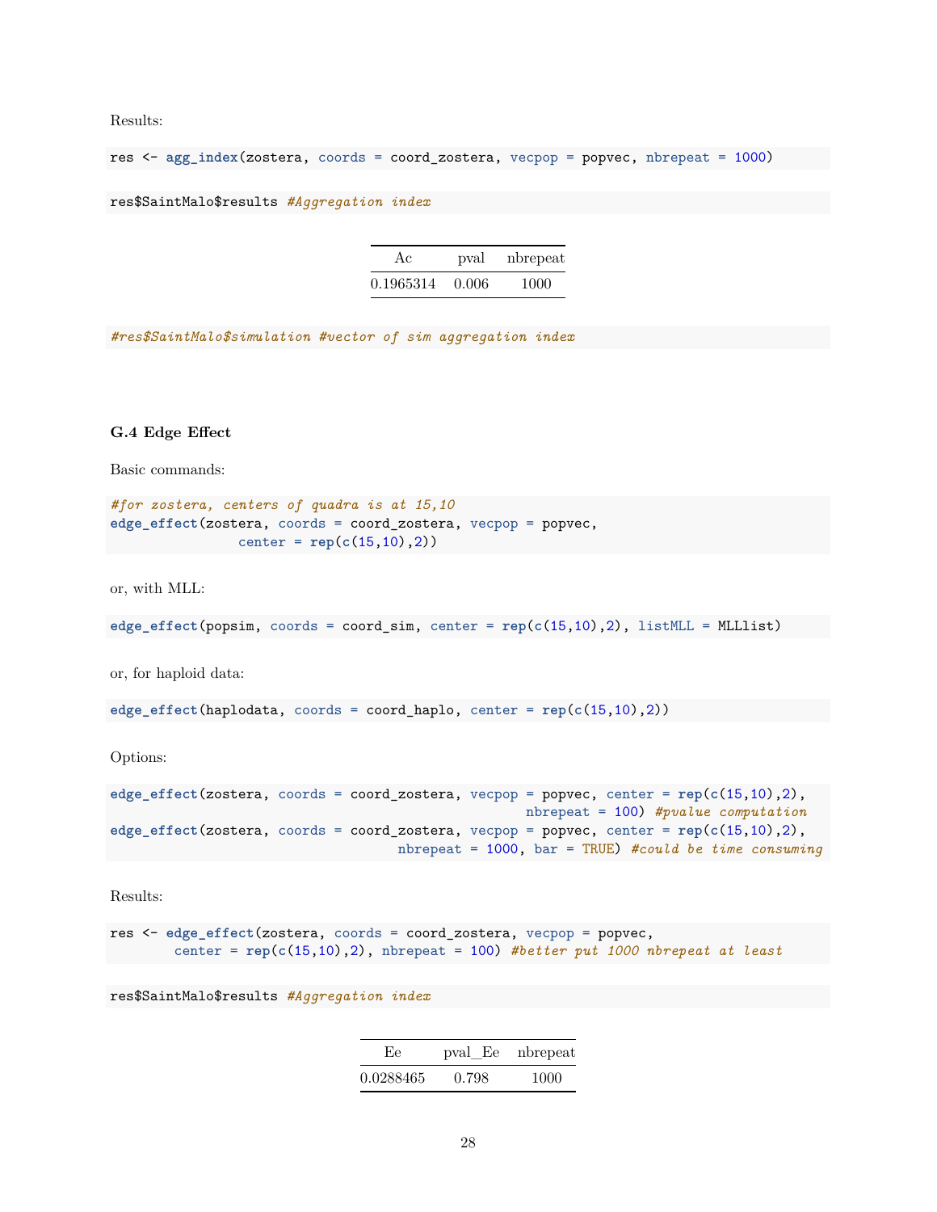Results:

```
res <- agg_index(zostera, coords = coord_zostera, vecpop = popvec, nbrepeat = 1000)
```

```
res$SaintMalo$results #Aggregation index
```

| Ac | pval | nbrepeat |
|---|---|---|
| 0.1965314 | 0.006 | 1000 |

```
#res$SaintMalo$simulation #vector of sim aggregation index
```

### G.4 Edge Effect

Basic commands:

```
#for zostera, centers of quadra is at 15,10
edge_effect(zostera, coords = coord_zostera, vecpop = popvec,
                center = rep(c(15,10),2))
```

or, with MLL:

```
edge_effect(popsim, coords = coord_sim, center = rep(c(15,10),2), listMLL = MLLlist)
```

or, for haploid data:

```
edge_effect(haplodata, coords = coord_haplo, center = rep(c(15,10),2))
```

Options:

```
edge_effect(zostera, coords = coord_zostera, vecpop = popvec, center = rep(c(15,10),2),
                                                     nbrepeat = 100) #pvalue computation
edge_effect(zostera, coords = coord_zostera, vecpop = popvec, center = rep(c(15,10),2),
                                      nbrepeat = 1000, bar = TRUE) #could be time consuming
```

Results:

```
res <- edge_effect(zostera, coords = coord_zostera, vecpop = popvec,
        center = rep(c(15,10),2), nbrepeat = 100) #better put 1000 nbrepeat at least
```

```
res$SaintMalo$results #Aggregation index
```

| Ee | pval_Ee | nbrepeat |
|---|---|---|
| 0.0288465 | 0.798 | 1000 |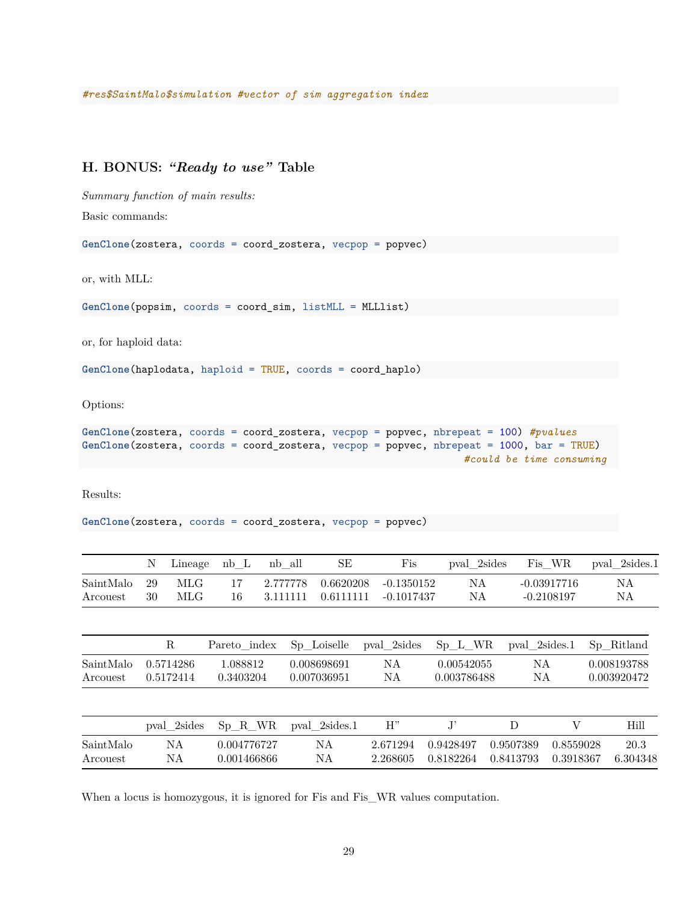```
#res$SaintMalo$simulation #vector of sim aggregation index
```

### H. BONUS: *"Ready to use"* Table

*Summary function of main results:*

Basic commands:

```
GenClone(zostera, coords = coord_zostera, vecpop = popvec)
```

or, with MLL:

```
GenClone(popsim, coords = coord_sim, listMLL = MLLlist)
```

or, for haploid data:

```
GenClone(haplodata, haploid = TRUE, coords = coord_haplo)
```

Options:

```
GenClone(zostera, coords = coord_zostera, vecpop = popvec, nbrepeat = 100) #pvalues
GenClone(zostera, coords = coord_zostera, vecpop = popvec, nbrepeat = 1000, bar = TRUE)
                                                                    #could be time consuming
```

Results:

```
GenClone(zostera, coords = coord_zostera, vecpop = popvec)
```

| | N | Lineage | nb_L | nb_all | SE | Fis | pval_2sides | Fis_WR | pval_2sides.1 |
|---|---|---|---|---|---|---|---|---|---|
| SaintMalo | 29 | MLG | 17 | 2.777778 | 0.6620208 | -0.1350152 | NA | -0.03917716 | NA |
| Arcouest | 30 | MLG | 16 | 3.111111 | 0.6111111 | -0.1017437 | NA | -0.2108197 | NA |

| | R | Pareto_index | Sp_Loiselle | pval_2sides | Sp_L_WR | pval_2sides.1 | Sp_Ritland |
|---|---|---|---|---|---|---|---|
| SaintMalo | 0.5714286 | 1.088812 | 0.008698691 | NA | 0.00542055 | NA | 0.008193788 |
| Arcouest | 0.5172414 | 0.3403204 | 0.007036951 | NA | 0.003786488 | NA | 0.003920472 |

| | pval_2sides | Sp_R_WR | pval_2sides.1 | H" | J' | D | V | Hill |
|---|---|---|---|---|---|---|---|---|
| SaintMalo | NA | 0.004776727 | NA | 2.671294 | 0.9428497 | 0.9507389 | 0.8559028 | 20.3 |
| Arcouest | NA | 0.001466866 | NA | 2.268605 | 0.8182264 | 0.8413793 | 0.3918367 | 6.304348 |

When a locus is homozygous, it is ignored for Fis and Fis_WR values computation.